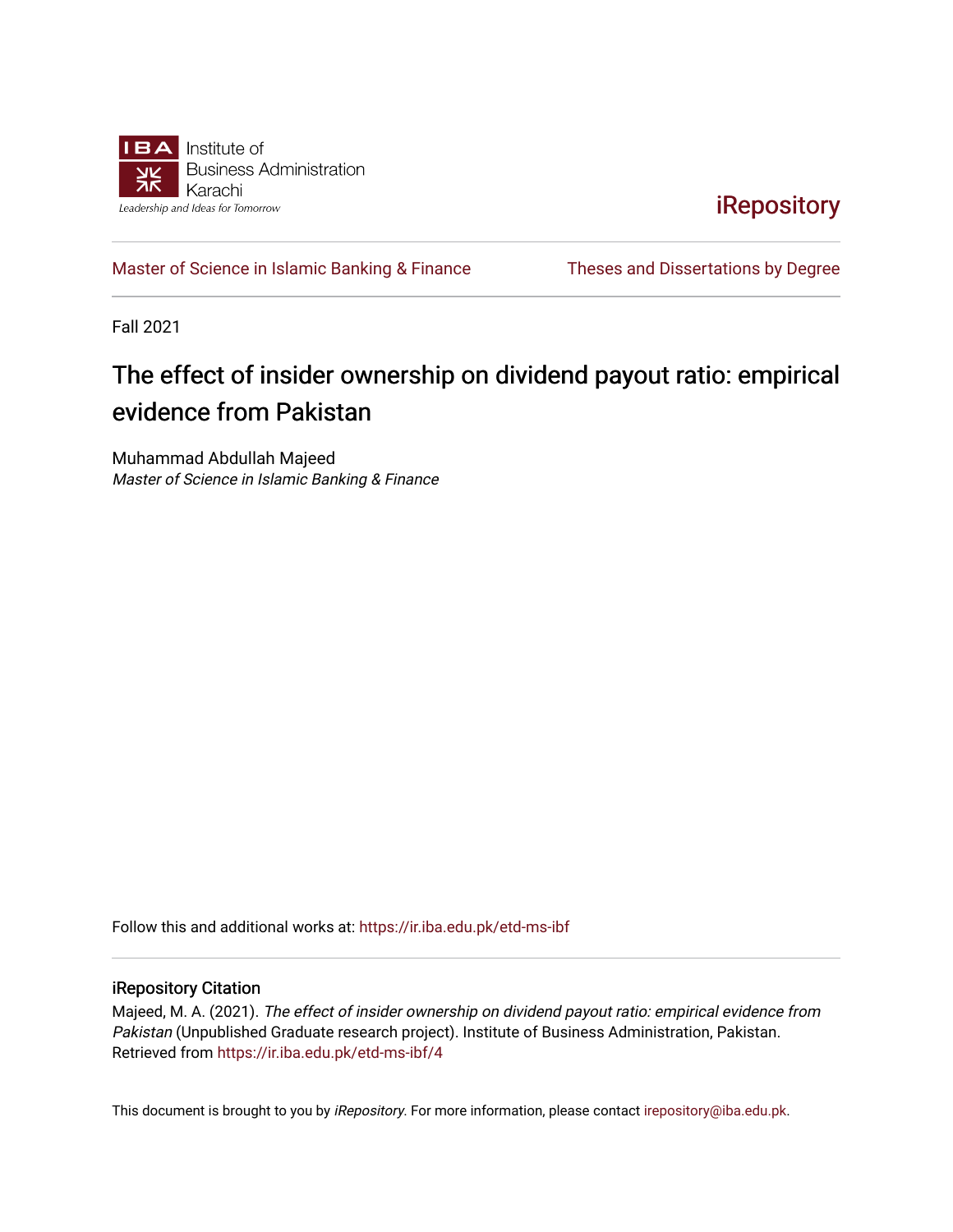Institute of Business Administration Karachi

Leadership and Ideas for Tomorrow

iRepository

Master of Science in Islamic Banking & Finance

Theses and Dissertations by Degree

Fall 2021

# The effect of insider ownership on dividend payout ratio: empirical evidence from Pakistan

Muhammad Abdullah Majeed

*Master of Science in Islamic Banking & Finance*

Follow this and additional works at: https://ir.iba.edu.pk/etd-ms-ibf

## iRepository Citation

Majeed, M. A. (2021). *The effect of insider ownership on dividend payout ratio: empirical evidence from Pakistan* (Unpublished Graduate research project). Institute of Business Administration, Pakistan. Retrieved from https://ir.iba.edu.pk/etd-ms-ibf/4

This document is brought to you by *iRepository*. For more information, please contact irepository@iba.edu.pk.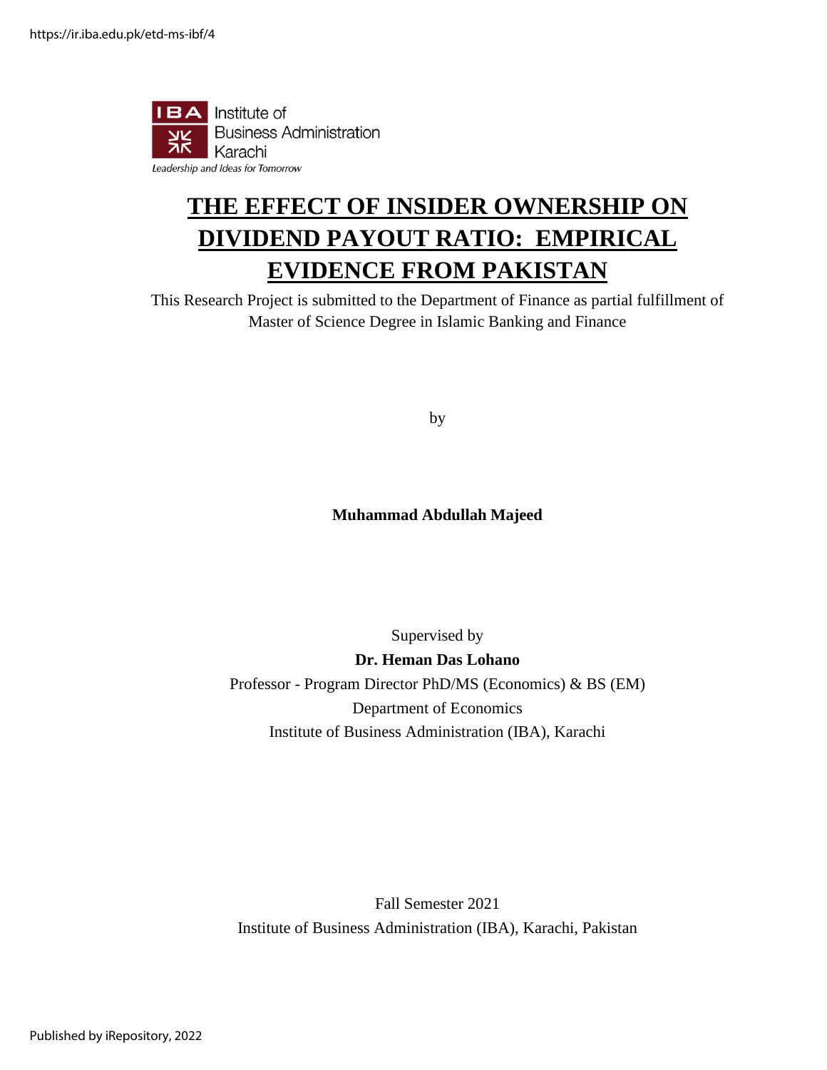Institute of Business Administration Karachi

Leadership and Ideas for Tomorrow

# THE EFFECT OF INSIDER OWNERSHIP ON DIVIDEND PAYOUT RATIO: EMPIRICAL EVIDENCE FROM PAKISTAN

This Research Project is submitted to the Department of Finance as partial fulfillment of Master of Science Degree in Islamic Banking and Finance

by

**Muhammad Abdullah Majeed**

Supervised by

**Dr. Heman Das Lohano**

Professor - Program Director PhD/MS (Economics) & BS (EM)

Department of Economics

Institute of Business Administration (IBA), Karachi

Fall Semester 2021

Institute of Business Administration (IBA), Karachi, Pakistan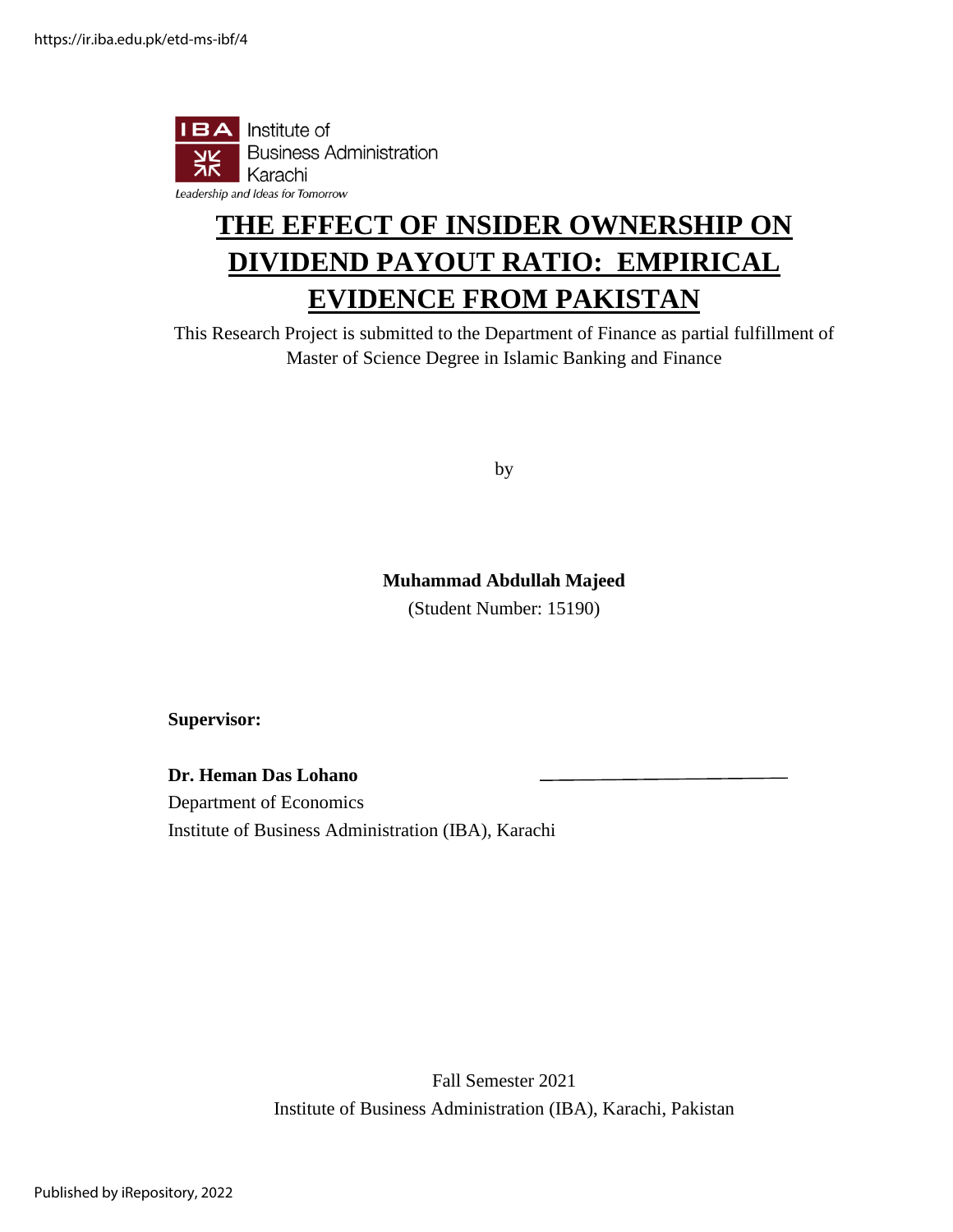# THE EFFECT OF INSIDER OWNERSHIP ON DIVIDEND PAYOUT RATIO: EMPIRICAL EVIDENCE FROM PAKISTAN

This Research Project is submitted to the Department of Finance as partial fulfillment of Master of Science Degree in Islamic Banking and Finance

by

**Muhammad Abdullah Majeed**

(Student Number: 15190)

**Supervisor:**

**Dr. Heman Das Lohano**

Department of Economics

Institute of Business Administration (IBA), Karachi

Fall Semester 2021

Institute of Business Administration (IBA), Karachi, Pakistan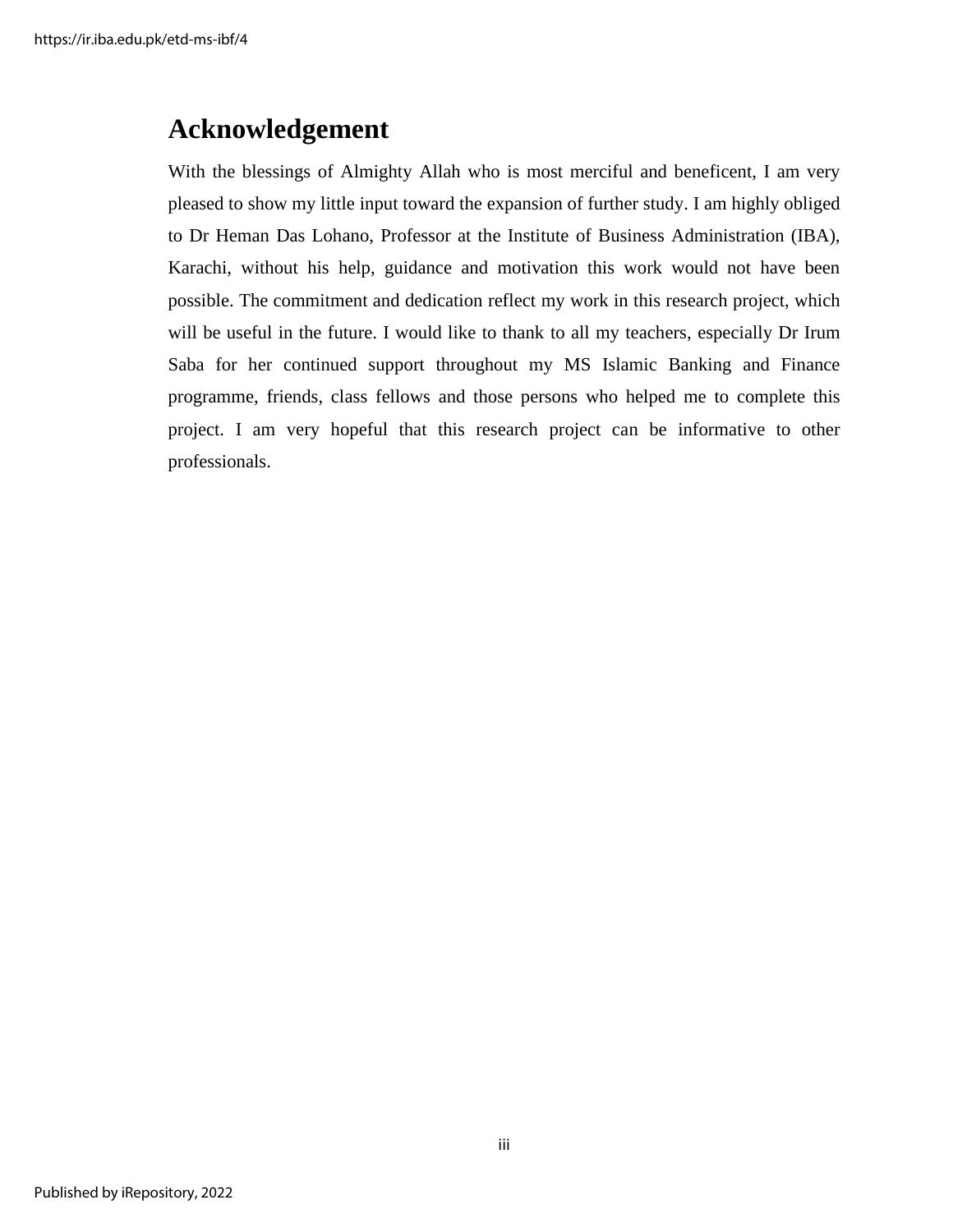# Acknowledgement

With the blessings of Almighty Allah who is most merciful and beneficent, I am very pleased to show my little input toward the expansion of further study. I am highly obliged to Dr Heman Das Lohano, Professor at the Institute of Business Administration (IBA), Karachi, without his help, guidance and motivation this work would not have been possible. The commitment and dedication reflect my work in this research project, which will be useful in the future. I would like to thank to all my teachers, especially Dr Irum Saba for her continued support throughout my MS Islamic Banking and Finance programme, friends, class fellows and those persons who helped me to complete this project. I am very hopeful that this research project can be informative to other professionals.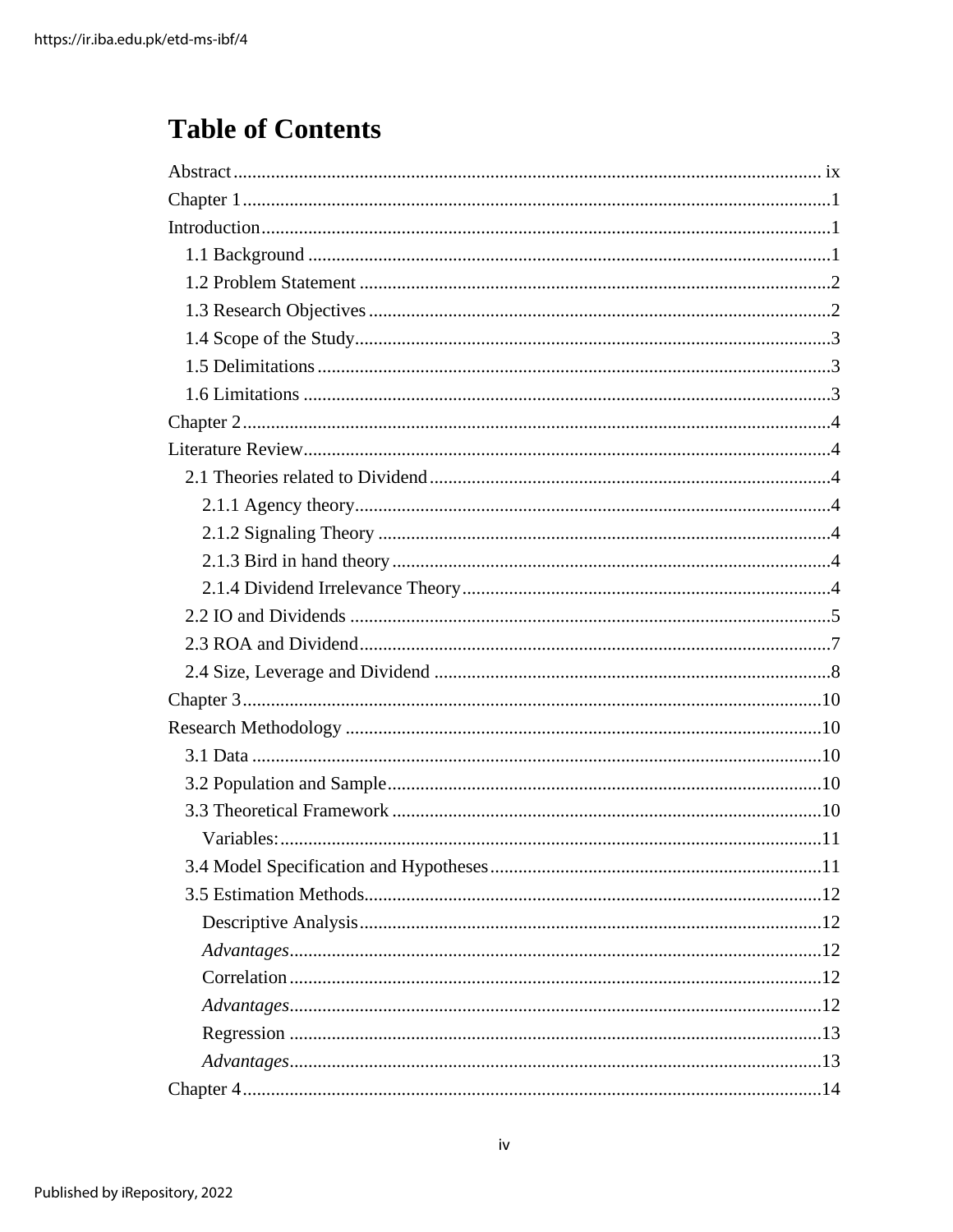# Table of Contents

Abstract ix

Chapter 1 1

Introduction 1

- 1.1 Background 1
- 1.2 Problem Statement 2
- 1.3 Research Objectives 2
- 1.4 Scope of the Study 3
- 1.5 Delimitations 3
- 1.6 Limitations 3

Chapter 2 4

Literature Review 4

- 2.1 Theories related to Dividend 4
  - 2.1.1 Agency theory 4
  - 2.1.2 Signaling Theory 4
  - 2.1.3 Bird in hand theory 4
  - 2.1.4 Dividend Irrelevance Theory 4
- 2.2 IO and Dividends 5
- 2.3 ROA and Dividend 7
- 2.4 Size, Leverage and Dividend 8

Chapter 3 10

Research Methodology 10

- 3.1 Data 10
- 3.2 Population and Sample 10
- 3.3 Theoretical Framework 10
  - Variables: 11
- 3.4 Model Specification and Hypotheses 11
- 3.5 Estimation Methods 12
  - Descriptive Analysis 12
  - *Advantages* 12
  - Correlation 12
  - *Advantages* 12
  - Regression 13
  - *Advantages* 13

Chapter 4 14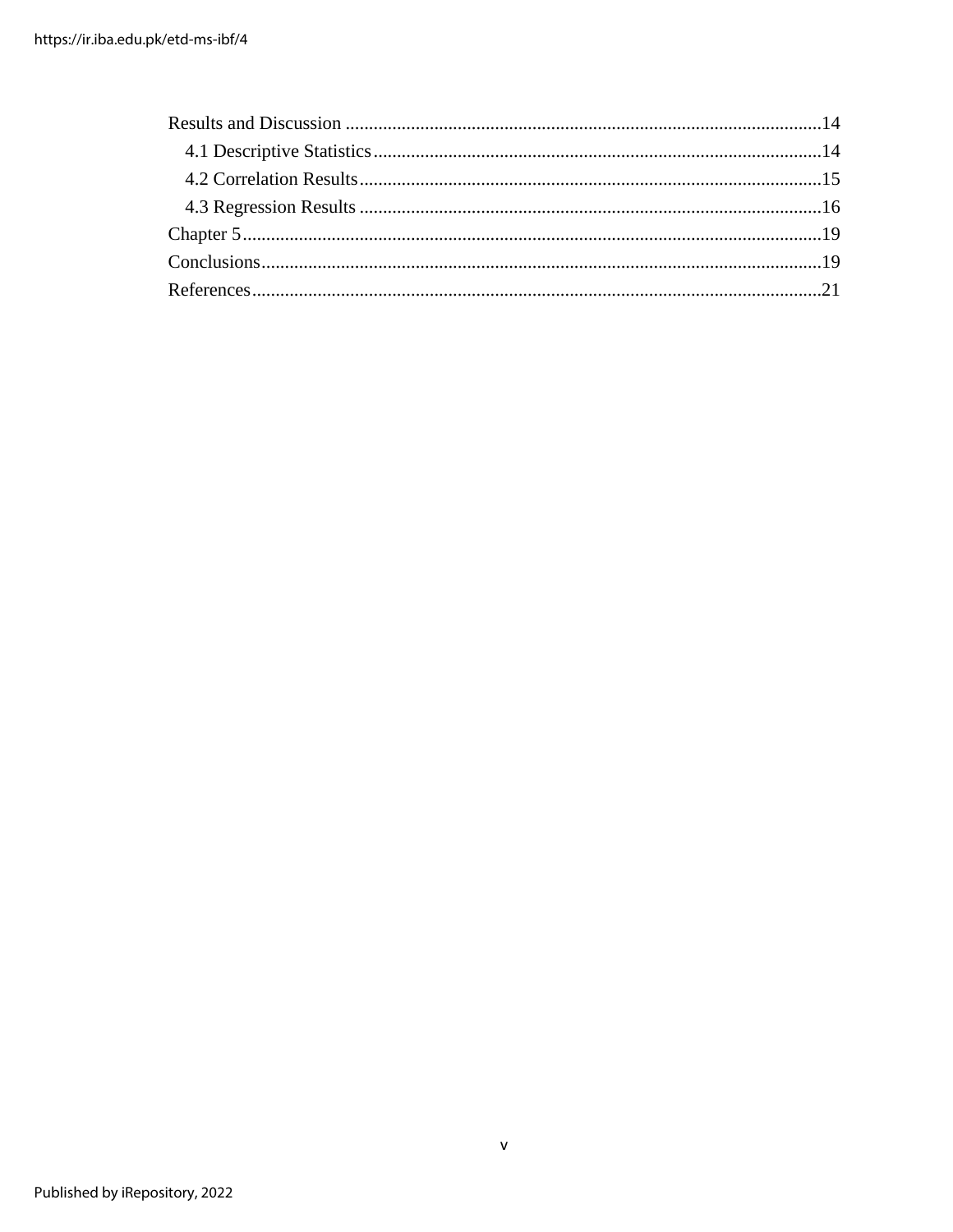Results and Discussion ....................................................................................................14

4.1 Descriptive Statistics ...............................................................................................14

4.2 Correlation Results ..................................................................................................15

4.3 Regression Results ..................................................................................................16

Chapter 5 ..........................................................................................................................19

Conclusions ......................................................................................................................19

References .........................................................................................................................21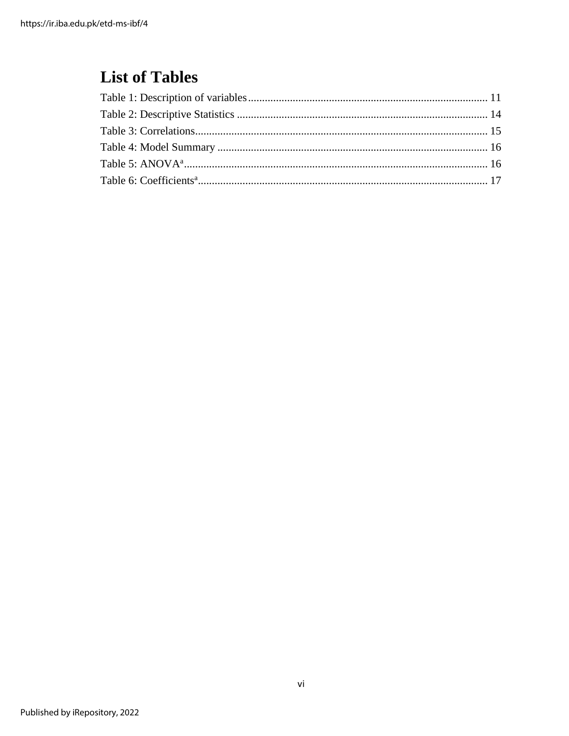# List of Tables

Table 1: Description of variables ..................................................................................... 11

Table 2: Descriptive Statistics ......................................................................................... 14

Table 3: Correlations......................................................................................................... 15

Table 4: Model Summary ................................................................................................ 16

Table 5: ANOVA[a]............................................................................................................ 16

Table 6: Coefficients[a]....................................................................................................... 17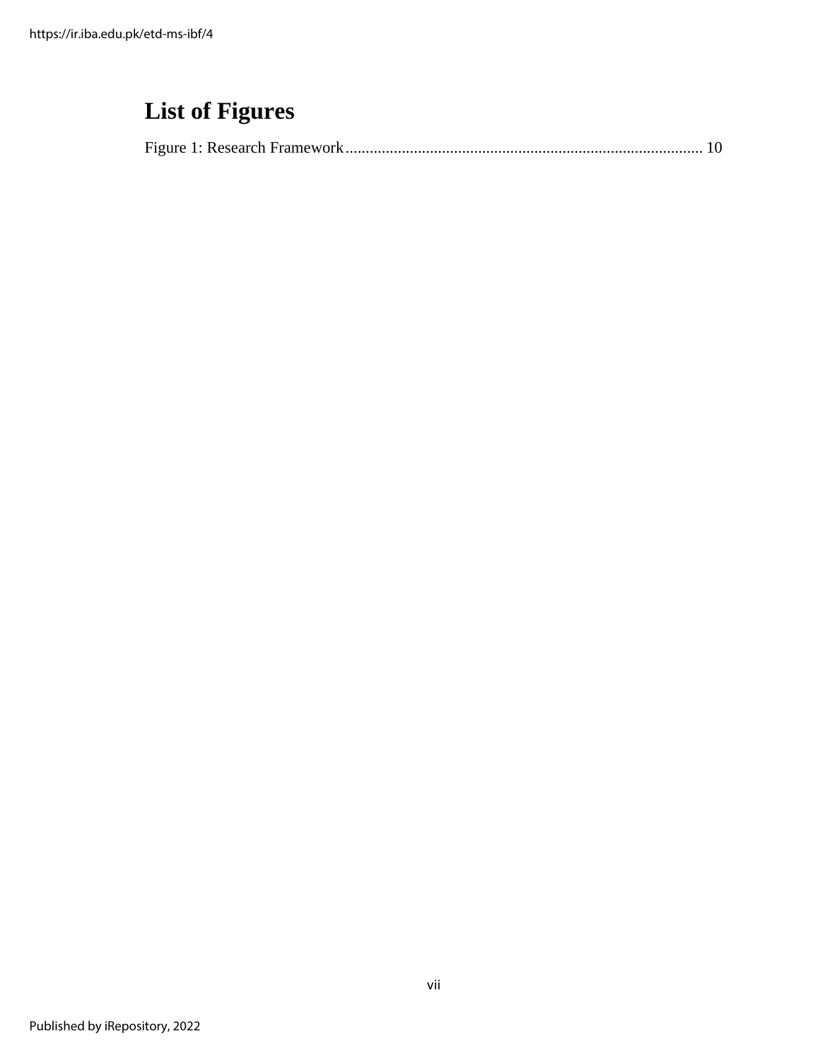# List of Figures

Figure 1: Research Framework........................................................................................ 10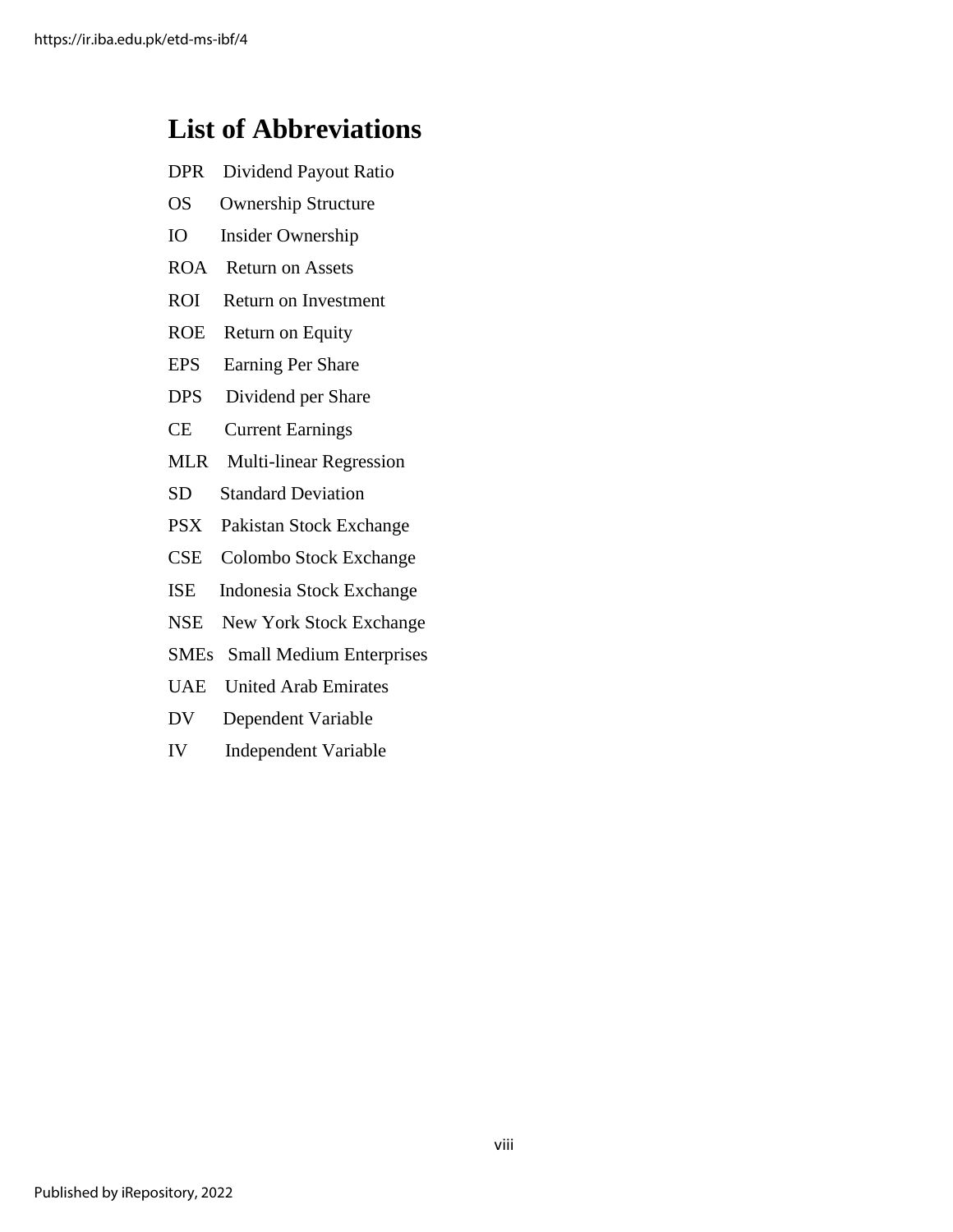# List of Abbreviations

DPR Dividend Payout Ratio

OS Ownership Structure

IO Insider Ownership

ROA Return on Assets

ROI Return on Investment

ROE Return on Equity

EPS Earning Per Share

DPS Dividend per Share

CE Current Earnings

MLR Multi-linear Regression

SD Standard Deviation

PSX Pakistan Stock Exchange

CSE Colombo Stock Exchange

ISE Indonesia Stock Exchange

NSE New York Stock Exchange

SMEs Small Medium Enterprises

UAE United Arab Emirates

DV Dependent Variable

IV Independent Variable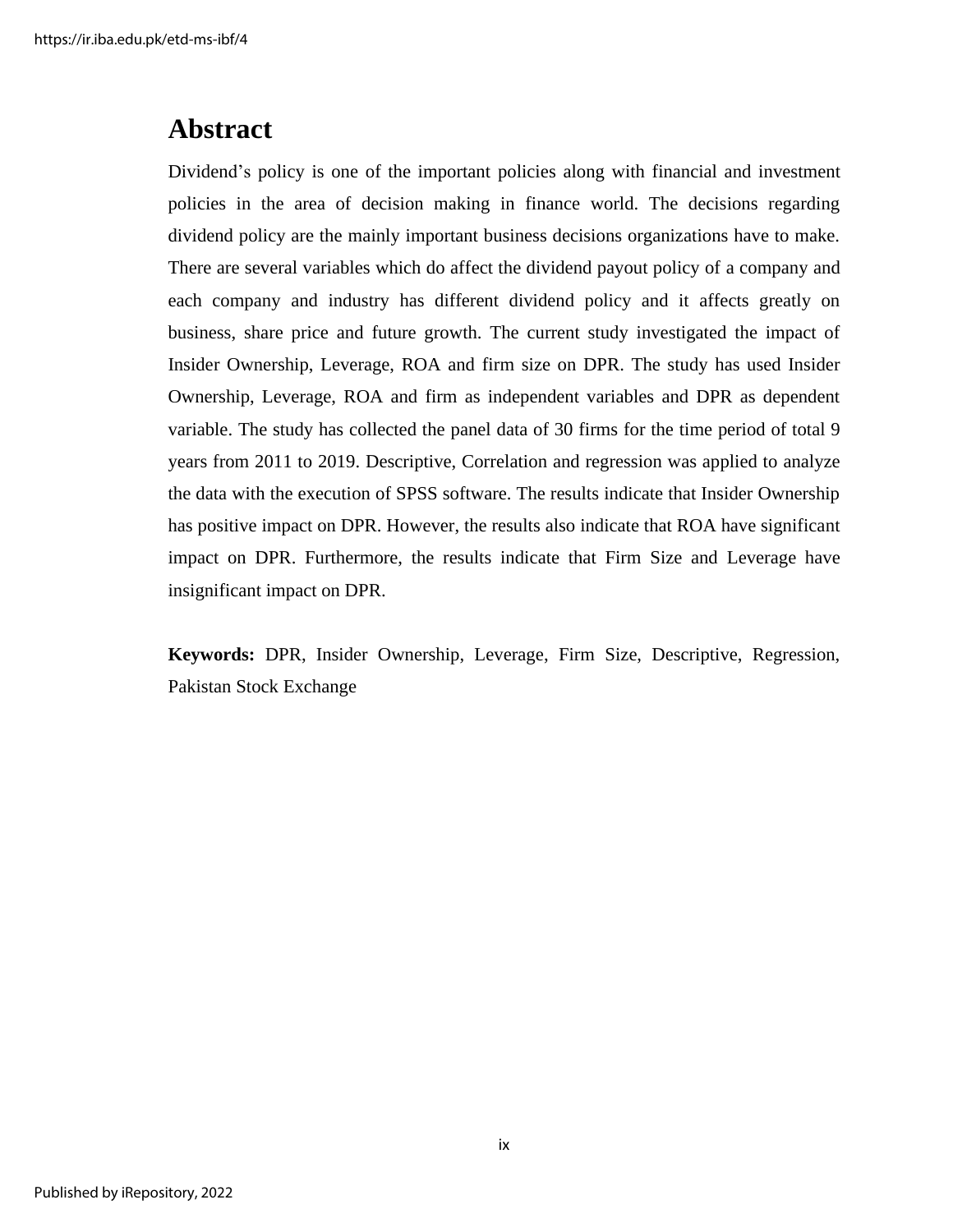# Abstract

Dividend's policy is one of the important policies along with financial and investment policies in the area of decision making in finance world. The decisions regarding dividend policy are the mainly important business decisions organizations have to make. There are several variables which do affect the dividend payout policy of a company and each company and industry has different dividend policy and it affects greatly on business, share price and future growth. The current study investigated the impact of Insider Ownership, Leverage, ROA and firm size on DPR. The study has used Insider Ownership, Leverage, ROA and firm as independent variables and DPR as dependent variable. The study has collected the panel data of 30 firms for the time period of total 9 years from 2011 to 2019. Descriptive, Correlation and regression was applied to analyze the data with the execution of SPSS software. The results indicate that Insider Ownership has positive impact on DPR. However, the results also indicate that ROA have significant impact on DPR. Furthermore, the results indicate that Firm Size and Leverage have insignificant impact on DPR.

**Keywords:** DPR, Insider Ownership, Leverage, Firm Size, Descriptive, Regression, Pakistan Stock Exchange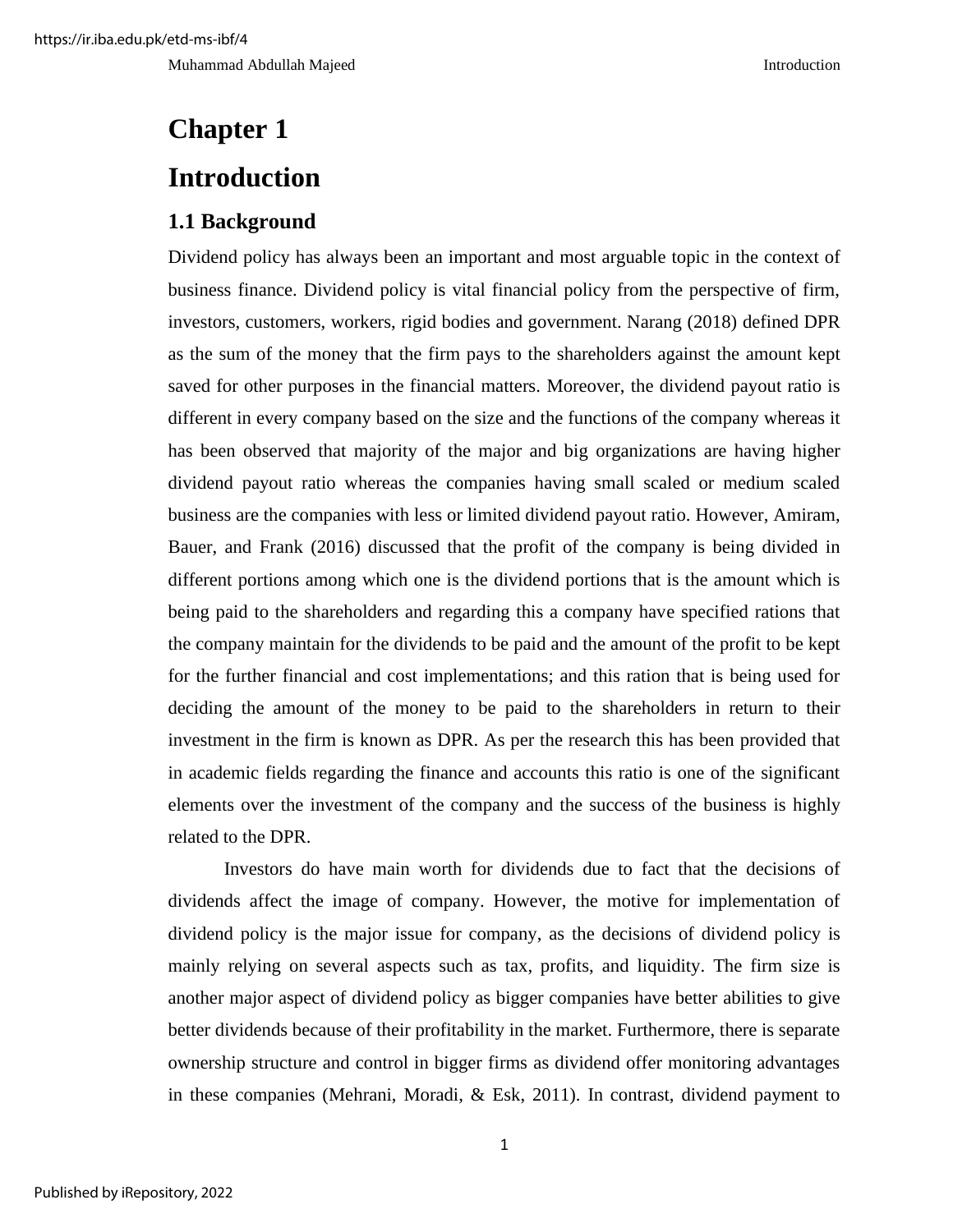# Chapter 1

# Introduction

## 1.1 Background

Dividend policy has always been an important and most arguable topic in the context of business finance. Dividend policy is vital financial policy from the perspective of firm, investors, customers, workers, rigid bodies and government. Narang (2018) defined DPR as the sum of the money that the firm pays to the shareholders against the amount kept saved for other purposes in the financial matters. Moreover, the dividend payout ratio is different in every company based on the size and the functions of the company whereas it has been observed that majority of the major and big organizations are having higher dividend payout ratio whereas the companies having small scaled or medium scaled business are the companies with less or limited dividend payout ratio. However, Amiram, Bauer, and Frank (2016) discussed that the profit of the company is being divided in different portions among which one is the dividend portions that is the amount which is being paid to the shareholders and regarding this a company have specified rations that the company maintain for the dividends to be paid and the amount of the profit to be kept for the further financial and cost implementations; and this ration that is being used for deciding the amount of the money to be paid to the shareholders in return to their investment in the firm is known as DPR. As per the research this has been provided that in academic fields regarding the finance and accounts this ratio is one of the significant elements over the investment of the company and the success of the business is highly related to the DPR.

Investors do have main worth for dividends due to fact that the decisions of dividends affect the image of company. However, the motive for implementation of dividend policy is the major issue for company, as the decisions of dividend policy is mainly relying on several aspects such as tax, profits, and liquidity. The firm size is another major aspect of dividend policy as bigger companies have better abilities to give better dividends because of their profitability in the market. Furthermore, there is separate ownership structure and control in bigger firms as dividend offer monitoring advantages in these companies (Mehrani, Moradi, & Esk, 2011). In contrast, dividend payment to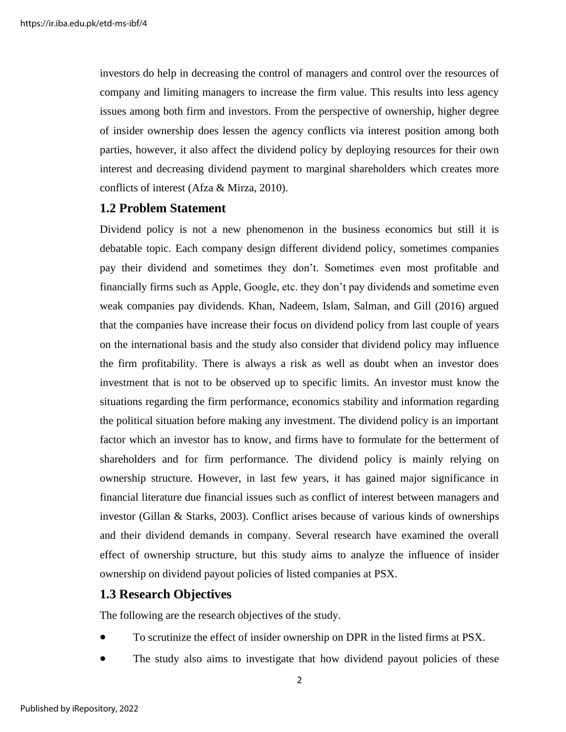investors do help in decreasing the control of managers and control over the resources of company and limiting managers to increase the firm value. This results into less agency issues among both firm and investors. From the perspective of ownership, higher degree of insider ownership does lessen the agency conflicts via interest position among both parties, however, it also affect the dividend policy by deploying resources for their own interest and decreasing dividend payment to marginal shareholders which creates more conflicts of interest (Afza & Mirza, 2010).

## 1.2 Problem Statement

Dividend policy is not a new phenomenon in the business economics but still it is debatable topic. Each company design different dividend policy, sometimes companies pay their dividend and sometimes they don't. Sometimes even most profitable and financially firms such as Apple, Google, etc. they don't pay dividends and sometime even weak companies pay dividends. Khan, Nadeem, Islam, Salman, and Gill (2016) argued that the companies have increase their focus on dividend policy from last couple of years on the international basis and the study also consider that dividend policy may influence the firm profitability. There is always a risk as well as doubt when an investor does investment that is not to be observed up to specific limits. An investor must know the situations regarding the firm performance, economics stability and information regarding the political situation before making any investment. The dividend policy is an important factor which an investor has to know, and firms have to formulate for the betterment of shareholders and for firm performance. The dividend policy is mainly relying on ownership structure. However, in last few years, it has gained major significance in financial literature due financial issues such as conflict of interest between managers and investor (Gillan & Starks, 2003). Conflict arises because of various kinds of ownerships and their dividend demands in company. Several research have examined the overall effect of ownership structure, but this study aims to analyze the influence of insider ownership on dividend payout policies of listed companies at PSX.

## 1.3 Research Objectives

The following are the research objectives of the study.

- To scrutinize the effect of insider ownership on DPR in the listed firms at PSX.
- The study also aims to investigate that how dividend payout policies of these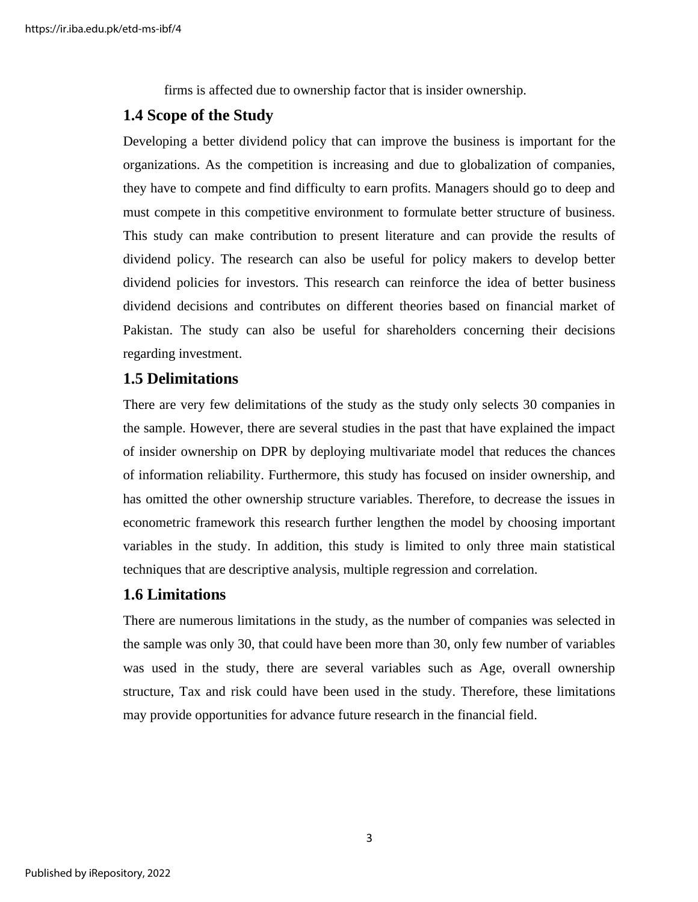firms is affected due to ownership factor that is insider ownership.

## 1.4 Scope of the Study

Developing a better dividend policy that can improve the business is important for the organizations. As the competition is increasing and due to globalization of companies, they have to compete and find difficulty to earn profits. Managers should go to deep and must compete in this competitive environment to formulate better structure of business. This study can make contribution to present literature and can provide the results of dividend policy. The research can also be useful for policy makers to develop better dividend policies for investors. This research can reinforce the idea of better business dividend decisions and contributes on different theories based on financial market of Pakistan. The study can also be useful for shareholders concerning their decisions regarding investment.

## 1.5 Delimitations

There are very few delimitations of the study as the study only selects 30 companies in the sample. However, there are several studies in the past that have explained the impact of insider ownership on DPR by deploying multivariate model that reduces the chances of information reliability. Furthermore, this study has focused on insider ownership, and has omitted the other ownership structure variables. Therefore, to decrease the issues in econometric framework this research further lengthen the model by choosing important variables in the study. In addition, this study is limited to only three main statistical techniques that are descriptive analysis, multiple regression and correlation.

## 1.6 Limitations

There are numerous limitations in the study, as the number of companies was selected in the sample was only 30, that could have been more than 30, only few number of variables was used in the study, there are several variables such as Age, overall ownership structure, Tax and risk could have been used in the study. Therefore, these limitations may provide opportunities for advance future research in the financial field.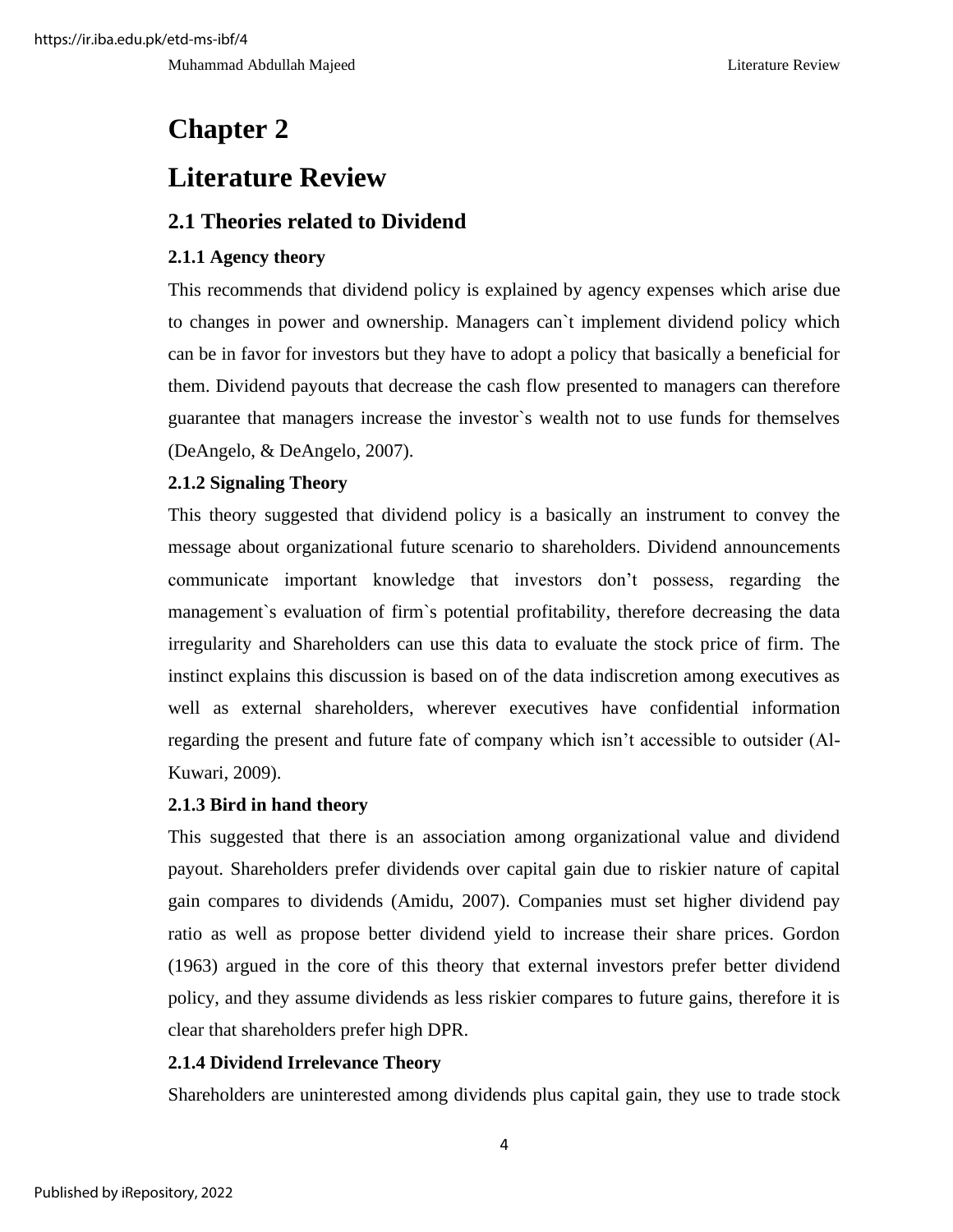# Chapter 2

# Literature Review

## 2.1 Theories related to Dividend

### 2.1.1 Agency theory

This recommends that dividend policy is explained by agency expenses which arise due to changes in power and ownership. Managers can`t implement dividend policy which can be in favor for investors but they have to adopt a policy that basically a beneficial for them. Dividend payouts that decrease the cash flow presented to managers can therefore guarantee that managers increase the investor`s wealth not to use funds for themselves (DeAngelo, & DeAngelo, 2007).

### 2.1.2 Signaling Theory

This theory suggested that dividend policy is a basically an instrument to convey the message about organizational future scenario to shareholders. Dividend announcements communicate important knowledge that investors don't possess, regarding the management`s evaluation of firm`s potential profitability, therefore decreasing the data irregularity and Shareholders can use this data to evaluate the stock price of firm. The instinct explains this discussion is based on of the data indiscretion among executives as well as external shareholders, wherever executives have confidential information regarding the present and future fate of company which isn't accessible to outsider (Al-Kuwari, 2009).

### 2.1.3 Bird in hand theory

This suggested that there is an association among organizational value and dividend payout. Shareholders prefer dividends over capital gain due to riskier nature of capital gain compares to dividends (Amidu, 2007). Companies must set higher dividend pay ratio as well as propose better dividend yield to increase their share prices. Gordon (1963) argued in the core of this theory that external investors prefer better dividend policy, and they assume dividends as less riskier compares to future gains, therefore it is clear that shareholders prefer high DPR.

### 2.1.4 Dividend Irrelevance Theory

Shareholders are uninterested among dividends plus capital gain, they use to trade stock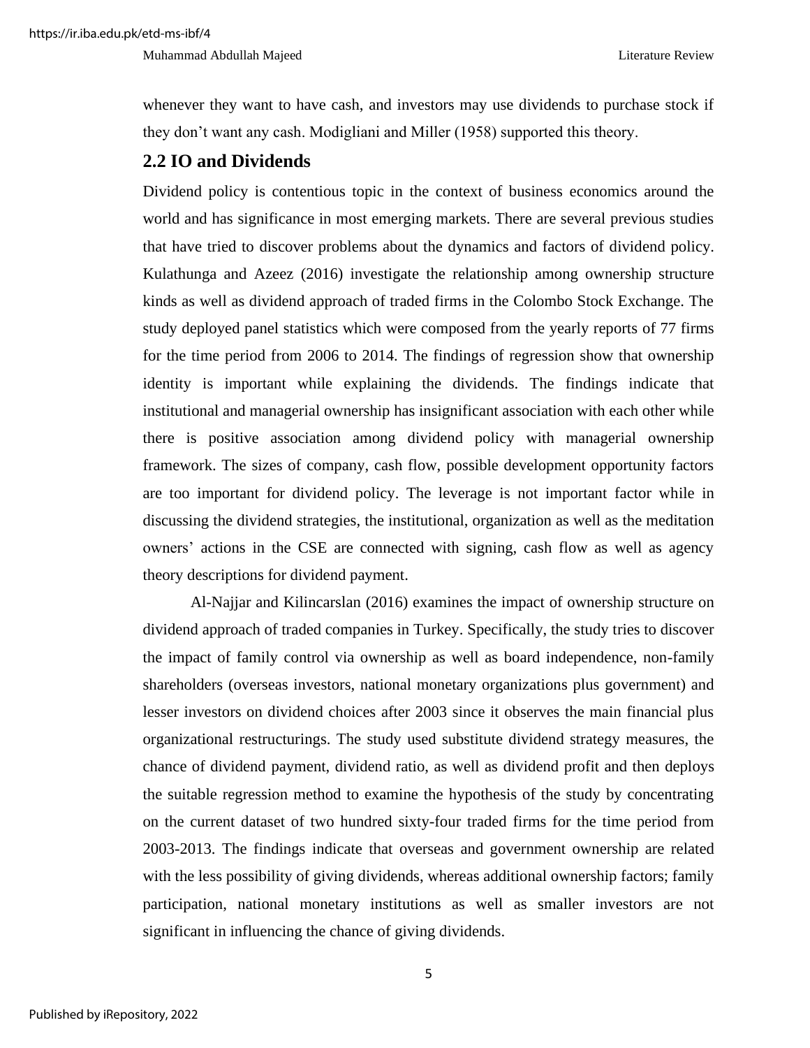whenever they want to have cash, and investors may use dividends to purchase stock if they don't want any cash. Modigliani and Miller (1958) supported this theory.

## 2.2 IO and Dividends

Dividend policy is contentious topic in the context of business economics around the world and has significance in most emerging markets. There are several previous studies that have tried to discover problems about the dynamics and factors of dividend policy. Kulathunga and Azeez (2016) investigate the relationship among ownership structure kinds as well as dividend approach of traded firms in the Colombo Stock Exchange. The study deployed panel statistics which were composed from the yearly reports of 77 firms for the time period from 2006 to 2014. The findings of regression show that ownership identity is important while explaining the dividends. The findings indicate that institutional and managerial ownership has insignificant association with each other while there is positive association among dividend policy with managerial ownership framework. The sizes of company, cash flow, possible development opportunity factors are too important for dividend policy. The leverage is not important factor while in discussing the dividend strategies, the institutional, organization as well as the meditation owners' actions in the CSE are connected with signing, cash flow as well as agency theory descriptions for dividend payment.

Al-Najjar and Kilincarslan (2016) examines the impact of ownership structure on dividend approach of traded companies in Turkey. Specifically, the study tries to discover the impact of family control via ownership as well as board independence, non-family shareholders (overseas investors, national monetary organizations plus government) and lesser investors on dividend choices after 2003 since it observes the main financial plus organizational restructurings. The study used substitute dividend strategy measures, the chance of dividend payment, dividend ratio, as well as dividend profit and then deploys the suitable regression method to examine the hypothesis of the study by concentrating on the current dataset of two hundred sixty-four traded firms for the time period from 2003-2013. The findings indicate that overseas and government ownership are related with the less possibility of giving dividends, whereas additional ownership factors; family participation, national monetary institutions as well as smaller investors are not significant in influencing the chance of giving dividends.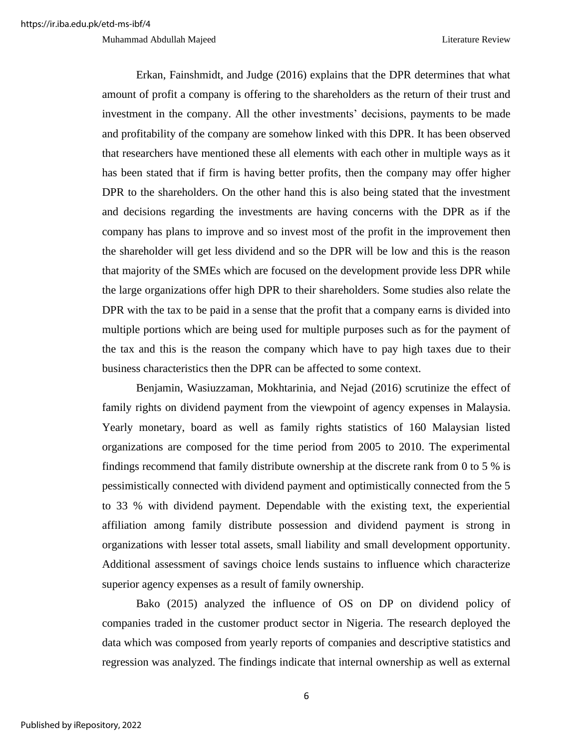Erkan, Fainshmidt, and Judge (2016) explains that the DPR determines that what amount of profit a company is offering to the shareholders as the return of their trust and investment in the company. All the other investments' decisions, payments to be made and profitability of the company are somehow linked with this DPR. It has been observed that researchers have mentioned these all elements with each other in multiple ways as it has been stated that if firm is having better profits, then the company may offer higher DPR to the shareholders. On the other hand this is also being stated that the investment and decisions regarding the investments are having concerns with the DPR as if the company has plans to improve and so invest most of the profit in the improvement then the shareholder will get less dividend and so the DPR will be low and this is the reason that majority of the SMEs which are focused on the development provide less DPR while the large organizations offer high DPR to their shareholders. Some studies also relate the DPR with the tax to be paid in a sense that the profit that a company earns is divided into multiple portions which are being used for multiple purposes such as for the payment of the tax and this is the reason the company which have to pay high taxes due to their business characteristics then the DPR can be affected to some context.

Benjamin, Wasiuzzaman, Mokhtarinia, and Nejad (2016) scrutinize the effect of family rights on dividend payment from the viewpoint of agency expenses in Malaysia. Yearly monetary, board as well as family rights statistics of 160 Malaysian listed organizations are composed for the time period from 2005 to 2010. The experimental findings recommend that family distribute ownership at the discrete rank from 0 to 5 % is pessimistically connected with dividend payment and optimistically connected from the 5 to 33 % with dividend payment. Dependable with the existing text, the experiential affiliation among family distribute possession and dividend payment is strong in organizations with lesser total assets, small liability and small development opportunity. Additional assessment of savings choice lends sustains to influence which characterize superior agency expenses as a result of family ownership.

Bako (2015) analyzed the influence of OS on DP on dividend policy of companies traded in the customer product sector in Nigeria. The research deployed the data which was composed from yearly reports of companies and descriptive statistics and regression was analyzed. The findings indicate that internal ownership as well as external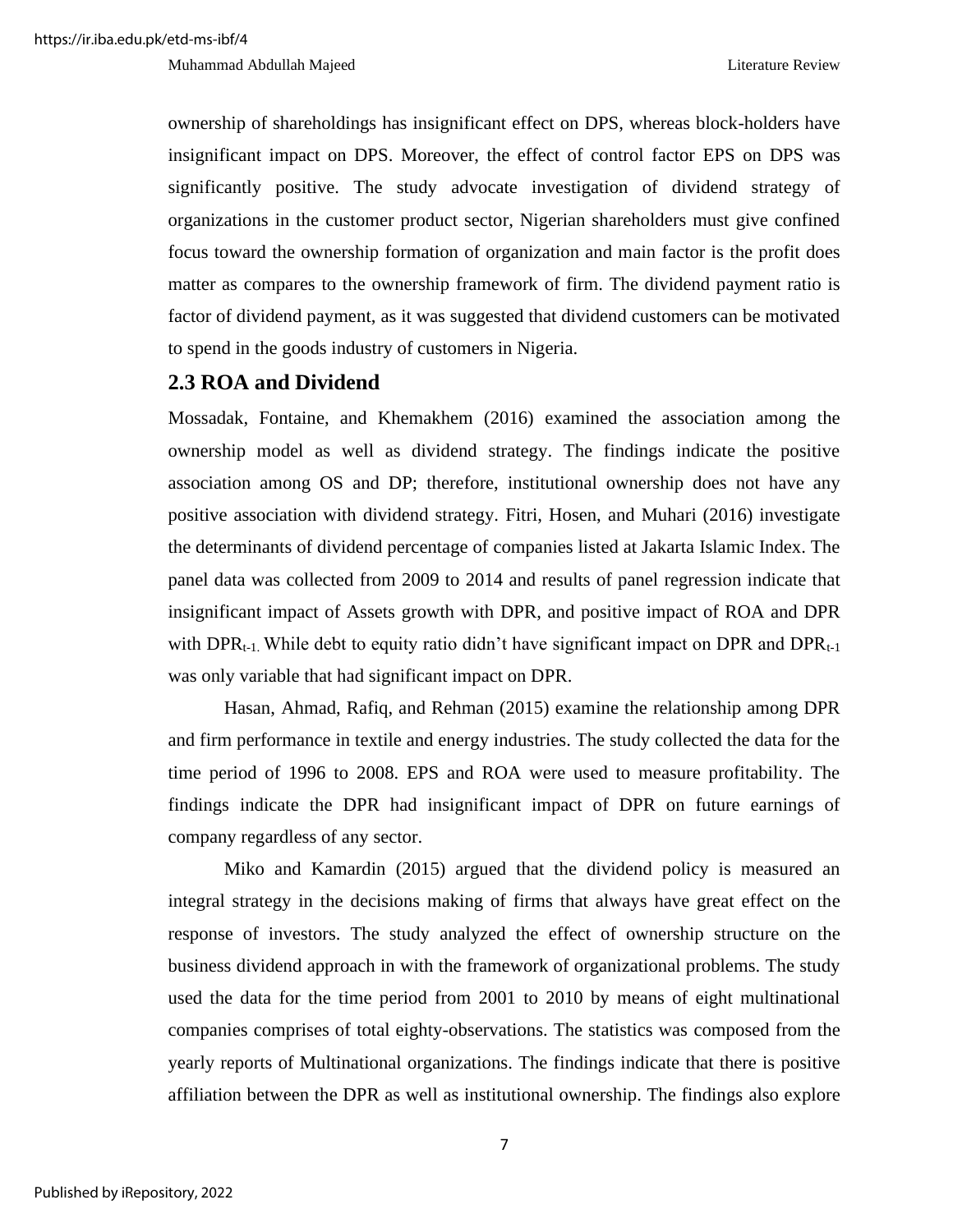ownership of shareholdings has insignificant effect on DPS, whereas block-holders have insignificant impact on DPS. Moreover, the effect of control factor EPS on DPS was significantly positive. The study advocate investigation of dividend strategy of organizations in the customer product sector, Nigerian shareholders must give confined focus toward the ownership formation of organization and main factor is the profit does matter as compares to the ownership framework of firm. The dividend payment ratio is factor of dividend payment, as it was suggested that dividend customers can be motivated to spend in the goods industry of customers in Nigeria.

## 2.3 ROA and Dividend

Mossadak, Fontaine, and Khemakhem (2016) examined the association among the ownership model as well as dividend strategy. The findings indicate the positive association among OS and DP; therefore, institutional ownership does not have any positive association with dividend strategy. Fitri, Hosen, and Muhari (2016) investigate the determinants of dividend percentage of companies listed at Jakarta Islamic Index. The panel data was collected from 2009 to 2014 and results of panel regression indicate that insignificant impact of Assets growth with DPR, and positive impact of ROA and DPR with $DPR_{t-1.}$ While debt to equity ratio didn't have significant impact on DPR and $DPR_{t-1}$ was only variable that had significant impact on DPR.

Hasan, Ahmad, Rafiq, and Rehman (2015) examine the relationship among DPR and firm performance in textile and energy industries. The study collected the data for the time period of 1996 to 2008. EPS and ROA were used to measure profitability. The findings indicate the DPR had insignificant impact of DPR on future earnings of company regardless of any sector.

Miko and Kamardin (2015) argued that the dividend policy is measured an integral strategy in the decisions making of firms that always have great effect on the response of investors. The study analyzed the effect of ownership structure on the business dividend approach in with the framework of organizational problems. The study used the data for the time period from 2001 to 2010 by means of eight multinational companies comprises of total eighty-observations. The statistics was composed from the yearly reports of Multinational organizations. The findings indicate that there is positive affiliation between the DPR as well as institutional ownership. The findings also explore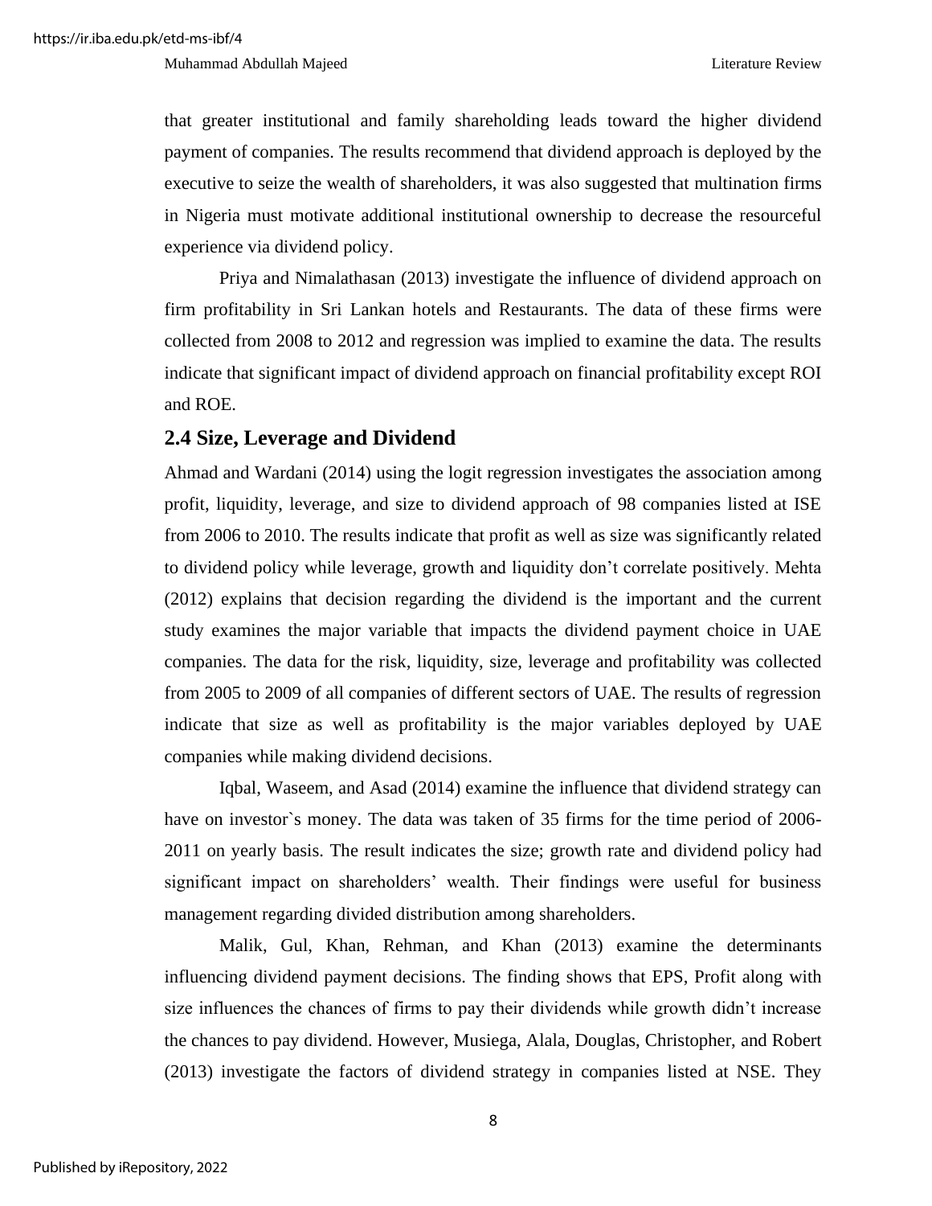that greater institutional and family shareholding leads toward the higher dividend payment of companies. The results recommend that dividend approach is deployed by the executive to seize the wealth of shareholders, it was also suggested that multination firms in Nigeria must motivate additional institutional ownership to decrease the resourceful experience via dividend policy.

Priya and Nimalathasan (2013) investigate the influence of dividend approach on firm profitability in Sri Lankan hotels and Restaurants. The data of these firms were collected from 2008 to 2012 and regression was implied to examine the data. The results indicate that significant impact of dividend approach on financial profitability except ROI and ROE.

## 2.4 Size, Leverage and Dividend

Ahmad and Wardani (2014) using the logit regression investigates the association among profit, liquidity, leverage, and size to dividend approach of 98 companies listed at ISE from 2006 to 2010. The results indicate that profit as well as size was significantly related to dividend policy while leverage, growth and liquidity don't correlate positively. Mehta (2012) explains that decision regarding the dividend is the important and the current study examines the major variable that impacts the dividend payment choice in UAE companies. The data for the risk, liquidity, size, leverage and profitability was collected from 2005 to 2009 of all companies of different sectors of UAE. The results of regression indicate that size as well as profitability is the major variables deployed by UAE companies while making dividend decisions.

Iqbal, Waseem, and Asad (2014) examine the influence that dividend strategy can have on investor`s money. The data was taken of 35 firms for the time period of 2006-2011 on yearly basis. The result indicates the size; growth rate and dividend policy had significant impact on shareholders' wealth. Their findings were useful for business management regarding divided distribution among shareholders.

Malik, Gul, Khan, Rehman, and Khan (2013) examine the determinants influencing dividend payment decisions. The finding shows that EPS, Profit along with size influences the chances of firms to pay their dividends while growth didn't increase the chances to pay dividend. However, Musiega, Alala, Douglas, Christopher, and Robert (2013) investigate the factors of dividend strategy in companies listed at NSE. They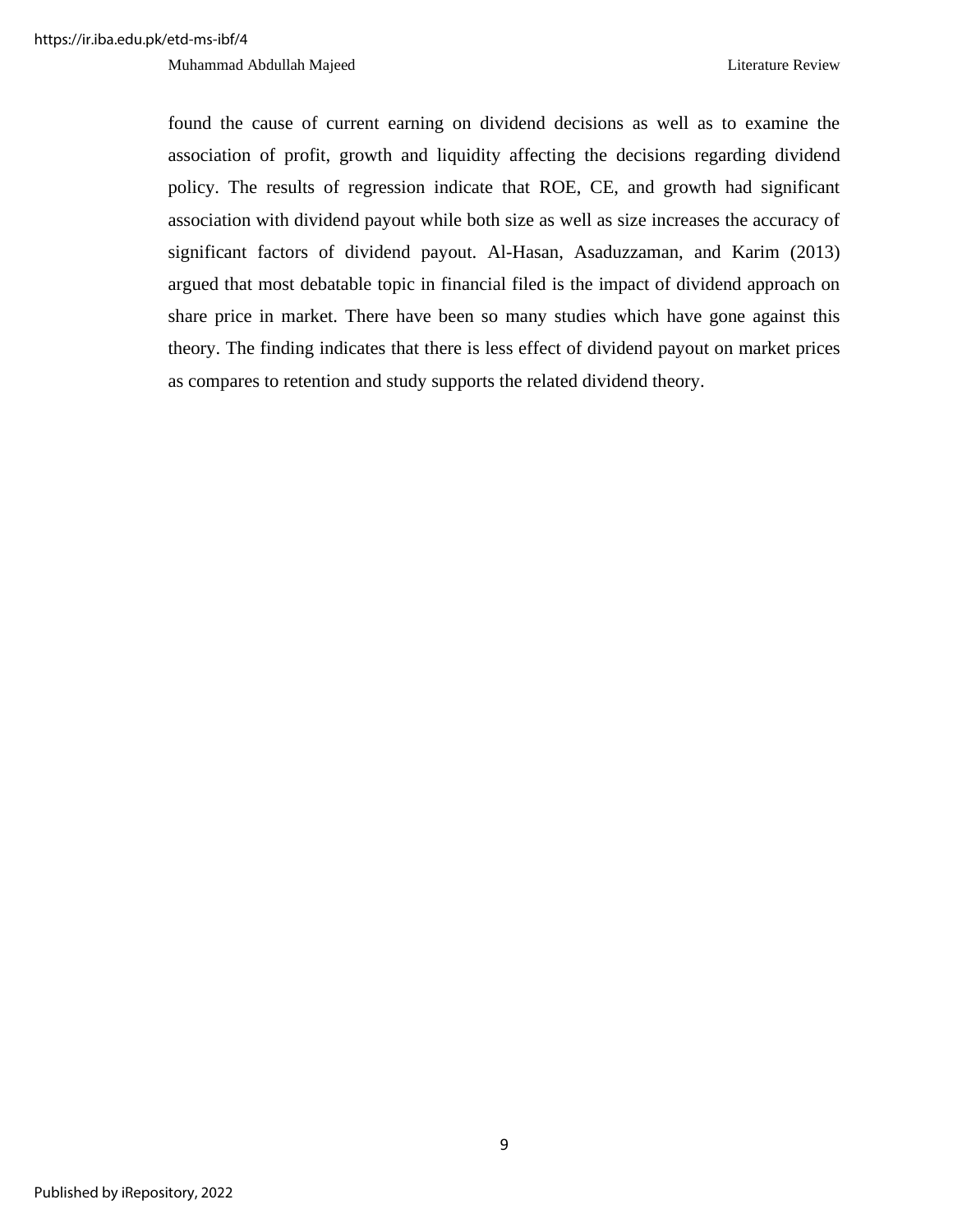found the cause of current earning on dividend decisions as well as to examine the association of profit, growth and liquidity affecting the decisions regarding dividend policy. The results of regression indicate that ROE, CE, and growth had significant association with dividend payout while both size as well as size increases the accuracy of significant factors of dividend payout. Al-Hasan, Asaduzzaman, and Karim (2013) argued that most debatable topic in financial filed is the impact of dividend approach on share price in market. There have been so many studies which have gone against this theory. The finding indicates that there is less effect of dividend payout on market prices as compares to retention and study supports the related dividend theory.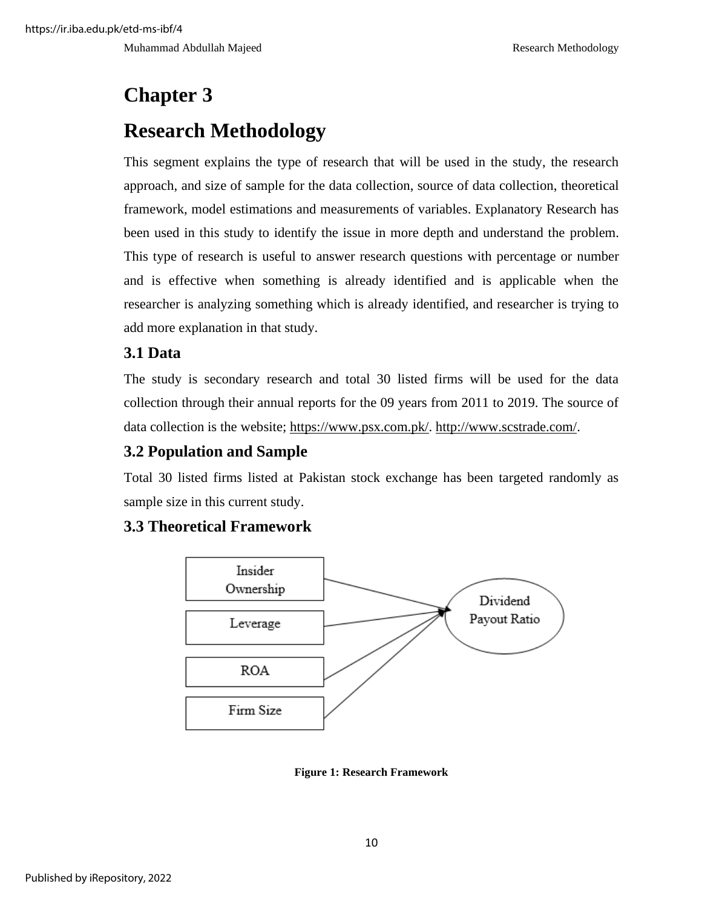# Chapter 3

# Research Methodology

This segment explains the type of research that will be used in the study, the research approach, and size of sample for the data collection, source of data collection, theoretical framework, model estimations and measurements of variables. Explanatory Research has been used in this study to identify the issue in more depth and understand the problem. This type of research is useful to answer research questions with percentage or number and is effective when something is already identified and is applicable when the researcher is analyzing something which is already identified, and researcher is trying to add more explanation in that study.

## 3.1 Data

The study is secondary research and total 30 listed firms will be used for the data collection through their annual reports for the 09 years from 2011 to 2019. The source of data collection is the website; https://www.psx.com.pk/. http://www.scstrade.com/.

## 3.2 Population and Sample

Total 30 listed firms listed at Pakistan stock exchange has been targeted randomly as sample size in this current study.

## 3.3 Theoretical Framework

Insider Ownership

Leverage

ROA

Firm Size

Dividend Payout Ratio

**Figure 1: Research Framework**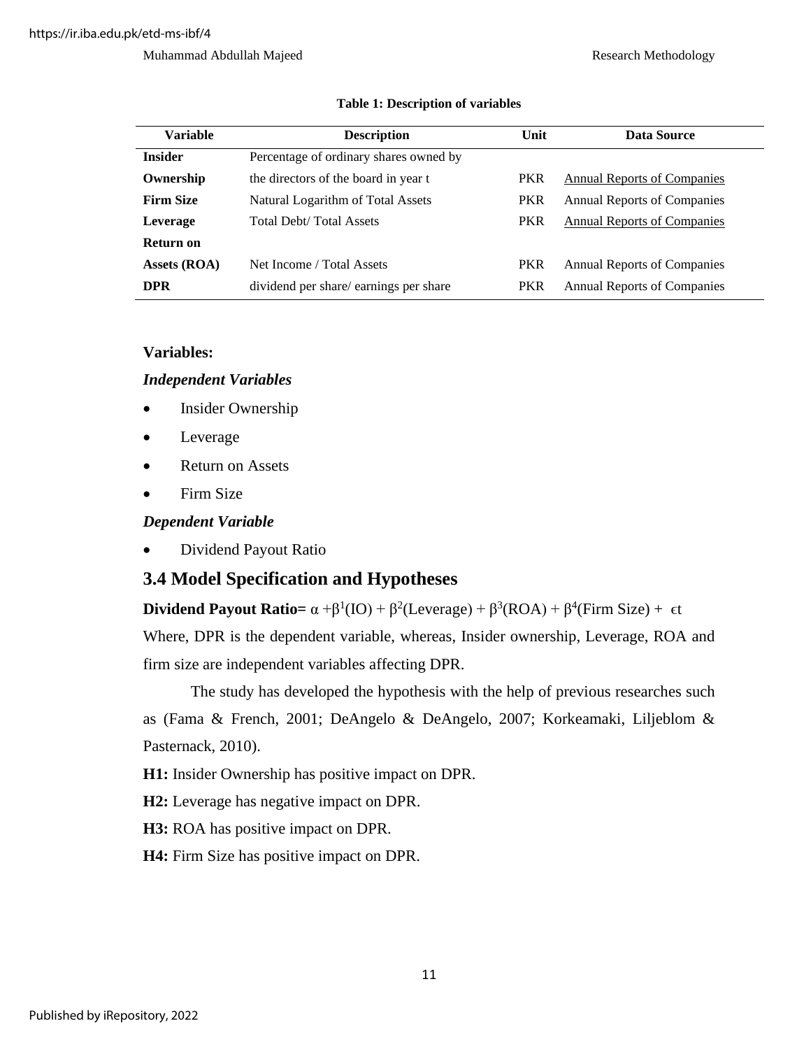**Table 1: Description of variables**

| Variable | Description | Unit | Data Source |
|---|---|---|---|
| **Insider Ownership** | Percentage of ordinary shares owned by the directors of the board in year t | PKR | Annual Reports of Companies |
| **Firm Size** | Natural Logarithm of Total Assets | PKR | Annual Reports of Companies |
| **Leverage** | Total Debt/ Total Assets | PKR | Annual Reports of Companies |
| **Return on Assets (ROA)** | Net Income / Total Assets | PKR | Annual Reports of Companies |
| **DPR** | dividend per share/ earnings per share | PKR | Annual Reports of Companies |

**Variables:**

***Independent Variables***

- Insider Ownership
- Leverage
- Return on Assets
- Firm Size

***Dependent Variable***

- Dividend Payout Ratio

## 3.4 Model Specification and Hypotheses

**Dividend Payout Ratio=** $\alpha + \beta^1(IO) + \beta^2(Leverage) + \beta^3(ROA) + \beta^4(Firm\ Size) + \epsilon t$

Where, DPR is the dependent variable, whereas, Insider ownership, Leverage, ROA and firm size are independent variables affecting DPR.

The study has developed the hypothesis with the help of previous researches such as (Fama & French, 2001; DeAngelo & DeAngelo, 2007; Korkeamaki, Liljeblom & Pasternack, 2010).

**H1:** Insider Ownership has positive impact on DPR.

**H2:** Leverage has negative impact on DPR.

**H3:** ROA has positive impact on DPR.

**H4:** Firm Size has positive impact on DPR.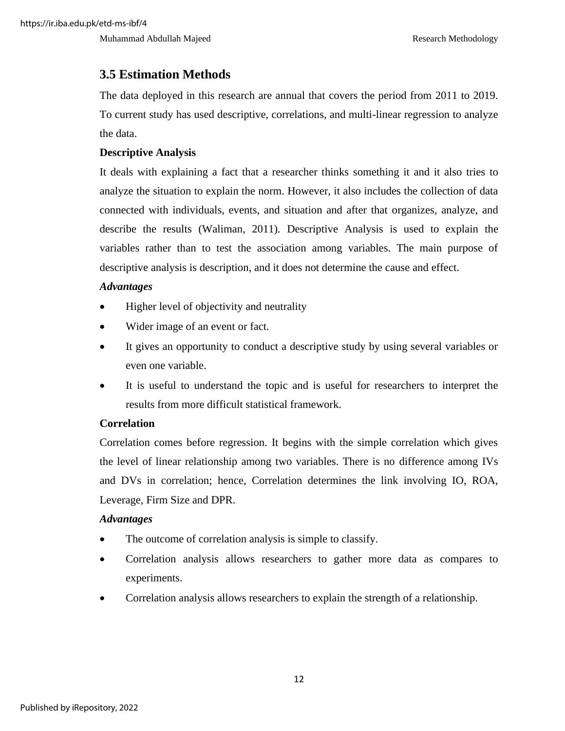## 3.5 Estimation Methods

The data deployed in this research are annual that covers the period from 2011 to 2019. To current study has used descriptive, correlations, and multi-linear regression to analyze the data.

**Descriptive Analysis**

It deals with explaining a fact that a researcher thinks something it and it also tries to analyze the situation to explain the norm. However, it also includes the collection of data connected with individuals, events, and situation and after that organizes, analyze, and describe the results (Waliman, 2011). Descriptive Analysis is used to explain the variables rather than to test the association among variables. The main purpose of descriptive analysis is description, and it does not determine the cause and effect.

***Advantages***

- Higher level of objectivity and neutrality
- Wider image of an event or fact.
- It gives an opportunity to conduct a descriptive study by using several variables or even one variable.
- It is useful to understand the topic and is useful for researchers to interpret the results from more difficult statistical framework.

**Correlation**

Correlation comes before regression. It begins with the simple correlation which gives the level of linear relationship among two variables. There is no difference among IVs and DVs in correlation; hence, Correlation determines the link involving IO, ROA, Leverage, Firm Size and DPR.

***Advantages***

- The outcome of correlation analysis is simple to classify.
- Correlation analysis allows researchers to gather more data as compares to experiments.
- Correlation analysis allows researchers to explain the strength of a relationship.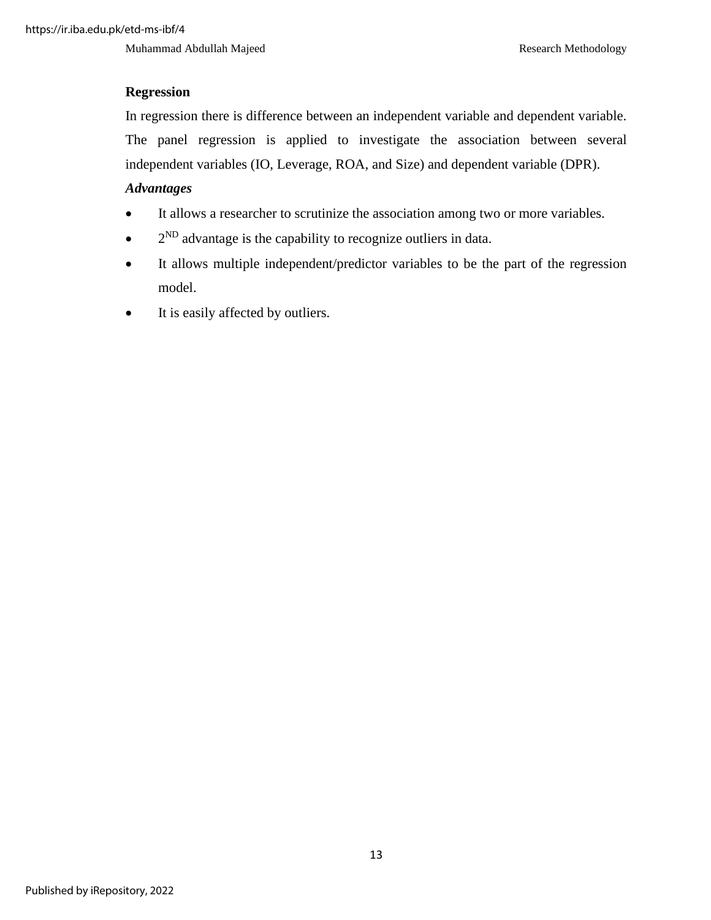**Regression**

In regression there is difference between an independent variable and dependent variable. The panel regression is applied to investigate the association between several independent variables (IO, Leverage, ROA, and Size) and dependent variable (DPR).

***Advantages***

- It allows a researcher to scrutinize the association among two or more variables.
- $2^{ND}$ advantage is the capability to recognize outliers in data.
- It allows multiple independent/predictor variables to be the part of the regression model.
- It is easily affected by outliers.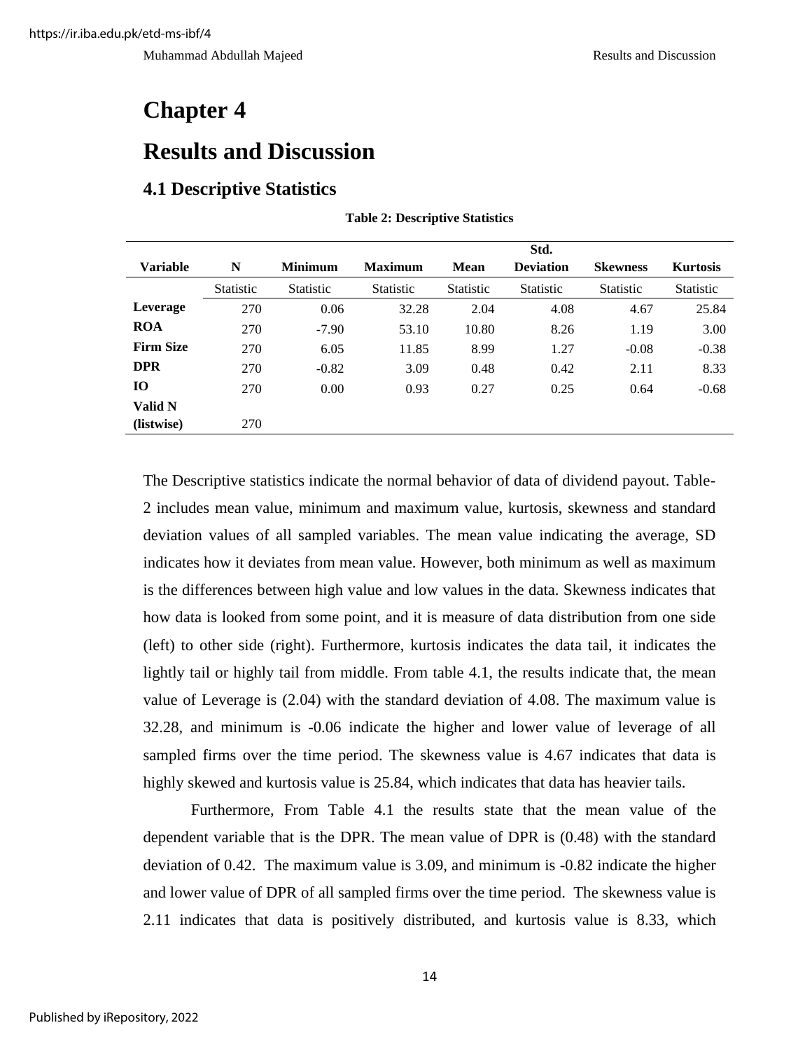# Chapter 4

# Results and Discussion

## 4.1 Descriptive Statistics

**Table 2: Descriptive Statistics**

| Variable | N | Minimum | Maximum | Mean | Std. Deviation | Skewness | Kurtosis |
|---|---|---|---|---|---|---|---|
| | Statistic | Statistic | Statistic | Statistic | Statistic | Statistic | Statistic |
| **Leverage** | 270 | 0.06 | 32.28 | 2.04 | 4.08 | 4.67 | 25.84 |
| **ROA** | 270 | -7.90 | 53.10 | 10.80 | 8.26 | 1.19 | 3.00 |
| **Firm Size** | 270 | 6.05 | 11.85 | 8.99 | 1.27 | -0.08 | -0.38 |
| **DPR** | 270 | -0.82 | 3.09 | 0.48 | 0.42 | 2.11 | 8.33 |
| **IO** | 270 | 0.00 | 0.93 | 0.27 | 0.25 | 0.64 | -0.68 |
| **Valid N (listwise)** | 270 | | | | | | |

The Descriptive statistics indicate the normal behavior of data of dividend payout. Table-2 includes mean value, minimum and maximum value, kurtosis, skewness and standard deviation values of all sampled variables. The mean value indicating the average, SD indicates how it deviates from mean value. However, both minimum as well as maximum is the differences between high value and low values in the data. Skewness indicates that how data is looked from some point, and it is measure of data distribution from one side (left) to other side (right). Furthermore, kurtosis indicates the data tail, it indicates the lightly tail or highly tail from middle. From table 4.1, the results indicate that, the mean value of Leverage is (2.04) with the standard deviation of 4.08. The maximum value is 32.28, and minimum is -0.06 indicate the higher and lower value of leverage of all sampled firms over the time period. The skewness value is 4.67 indicates that data is highly skewed and kurtosis value is 25.84, which indicates that data has heavier tails.

Furthermore, From Table 4.1 the results state that the mean value of the dependent variable that is the DPR. The mean value of DPR is (0.48) with the standard deviation of 0.42. The maximum value is 3.09, and minimum is -0.82 indicate the higher and lower value of DPR of all sampled firms over the time period. The skewness value is 2.11 indicates that data is positively distributed, and kurtosis value is 8.33, which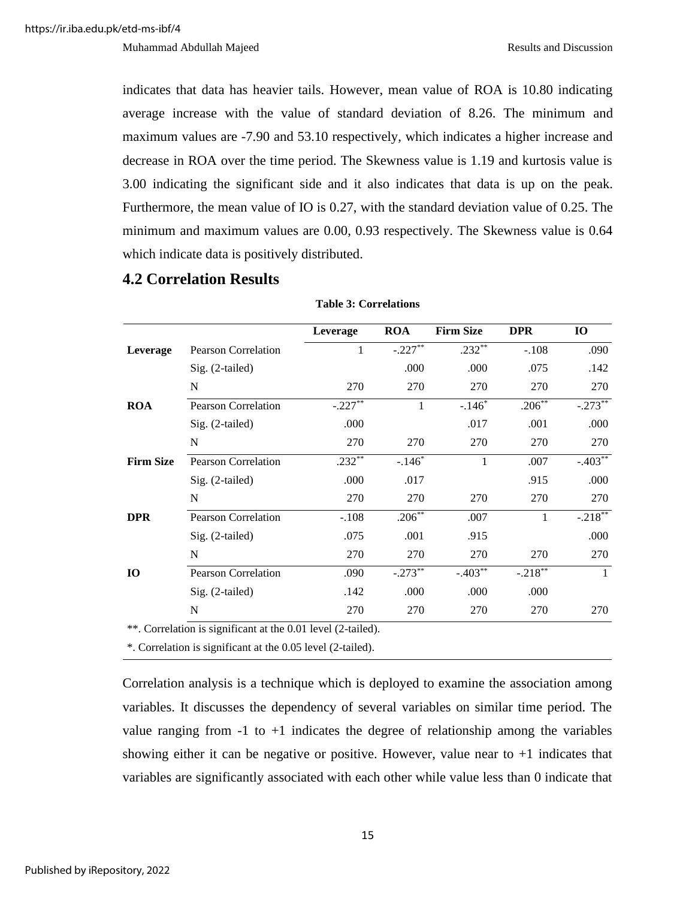indicates that data has heavier tails. However, mean value of ROA is 10.80 indicating average increase with the value of standard deviation of 8.26. The minimum and maximum values are -7.90 and 53.10 respectively, which indicates a higher increase and decrease in ROA over the time period. The Skewness value is 1.19 and kurtosis value is 3.00 indicating the significant side and it also indicates that data is up on the peak. Furthermore, the mean value of IO is 0.27, with the standard deviation value of 0.25. The minimum and maximum values are 0.00, 0.93 respectively. The Skewness value is 0.64 which indicate data is positively distributed.

## 4.2 Correlation Results

**Table 3: Correlations**

| | | Leverage | ROA | Firm Size | DPR | IO |
|---|---|---|---|---|---|---|
| **Leverage** | Pearson Correlation | 1 | -.227** | .232** | -.108 | .090 |
| | Sig. (2-tailed) | | .000 | .000 | .075 | .142 |
| | N | 270 | 270 | 270 | 270 | 270 |
| **ROA** | Pearson Correlation | -.227** | 1 | -.146* | .206** | -.273** |
| | Sig. (2-tailed) | .000 | | .017 | .001 | .000 |
| | N | 270 | 270 | 270 | 270 | 270 |
| **Firm Size** | Pearson Correlation | .232** | -.146* | 1 | .007 | -.403** |
| | Sig. (2-tailed) | .000 | .017 | | .915 | .000 |
| | N | 270 | 270 | 270 | 270 | 270 |
| **DPR** | Pearson Correlation | -.108 | .206** | .007 | 1 | -.218** |
| | Sig. (2-tailed) | .075 | .001 | .915 | | .000 |
| | N | 270 | 270 | 270 | 270 | 270 |
| **IO** | Pearson Correlation | .090 | -.273** | -.403** | -.218** | 1 |
| | Sig. (2-tailed) | .142 | .000 | .000 | .000 | |
| | N | 270 | 270 | 270 | 270 | 270 |

**. Correlation is significant at the 0.01 level (2-tailed).

*. Correlation is significant at the 0.05 level (2-tailed).

Correlation analysis is a technique which is deployed to examine the association among variables. It discusses the dependency of several variables on similar time period. The value ranging from -1 to +1 indicates the degree of relationship among the variables showing either it can be negative or positive. However, value near to +1 indicates that variables are significantly associated with each other while value less than 0 indicate that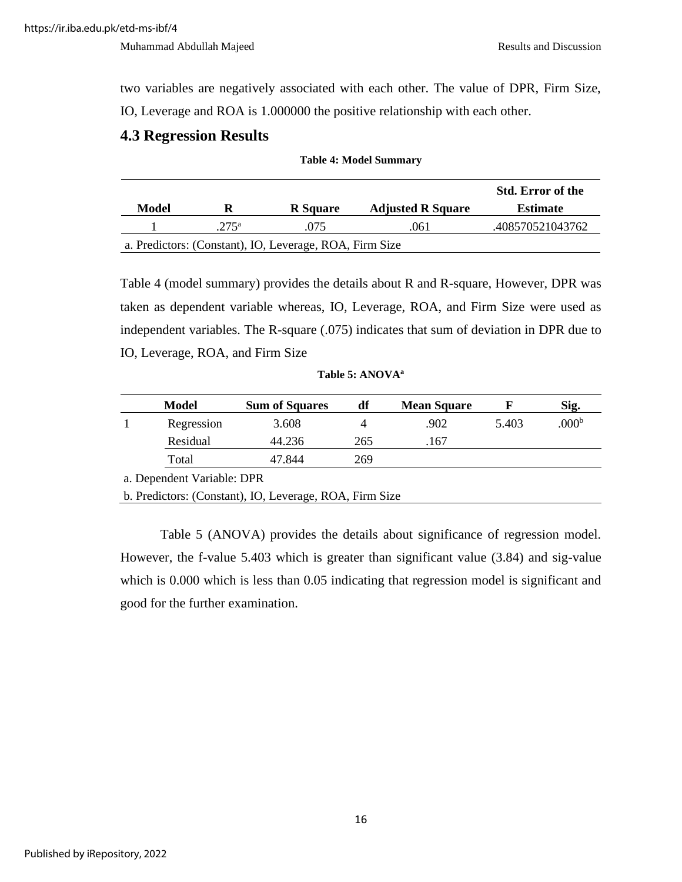two variables are negatively associated with each other. The value of DPR, Firm Size, IO, Leverage and ROA is 1.000000 the positive relationship with each other.

## 4.3 Regression Results

**Table 4: Model Summary**

| Model | R | R Square | Adjusted R Square | Std. Error of the Estimate |
|---|---|---|---|---|
| 1 | .275[a] | .075 | .061 | .408570521043762 |

a. Predictors: (Constant), IO, Leverage, ROA, Firm Size

Table 4 (model summary) provides the details about R and R-square, However, DPR was taken as dependent variable whereas, IO, Leverage, ROA, and Firm Size were used as independent variables. The R-square (.075) indicates that sum of deviation in DPR due to IO, Leverage, ROA, and Firm Size

**Table 5: ANOVA[a]**

| | Model | Sum of Squares | df | Mean Square | F | Sig. |
|---|---|---|---|---|---|---|
| 1 | Regression | 3.608 | 4 | .902 | 5.403 | .000[b] |
| | Residual | 44.236 | 265 | .167 | | |
| | Total | 47.844 | 269 | | | |

a. Dependent Variable: DPR

b. Predictors: (Constant), IO, Leverage, ROA, Firm Size

Table 5 (ANOVA) provides the details about significance of regression model. However, the f-value 5.403 which is greater than significant value (3.84) and sig-value which is 0.000 which is less than 0.05 indicating that regression model is significant and good for the further examination.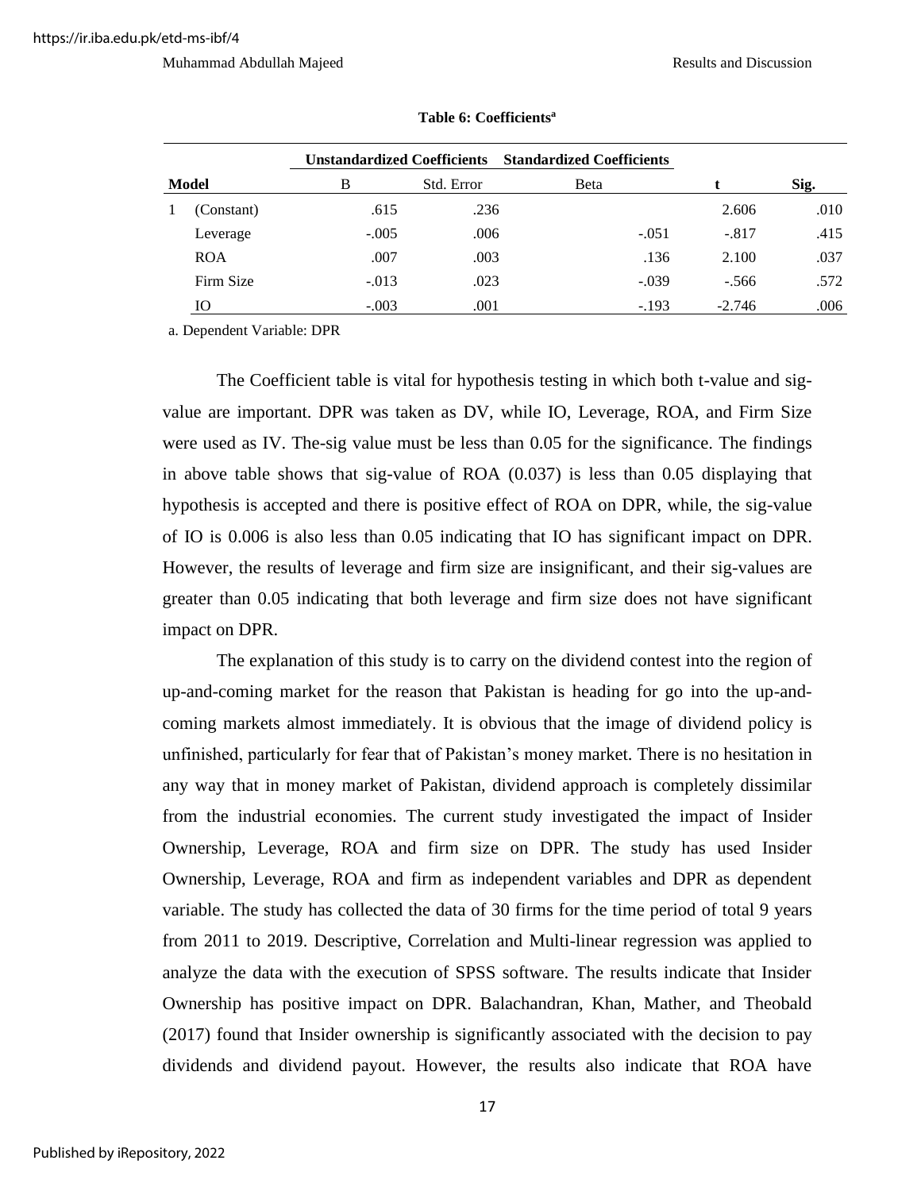**Table 6: Coefficients[a]**

| Model | | Unstandardized Coefficients | | Standardized Coefficients | t | Sig. |
|---|---|---|---|---|---|---|
| | | B | Std. Error | Beta | | |
| 1 | (Constant) | .615 | .236 | | 2.606 | .010 |
| | Leverage | -.005 | .006 | -.051 | -.817 | .415 |
| | ROA | .007 | .003 | .136 | 2.100 | .037 |
| | Firm Size | -.013 | .023 | -.039 | -.566 | .572 |
| | IO | -.003 | .001 | -.193 | -2.746 | .006 |

a. Dependent Variable: DPR

The Coefficient table is vital for hypothesis testing in which both t-value and sig-value are important. DPR was taken as DV, while IO, Leverage, ROA, and Firm Size were used as IV. The-sig value must be less than 0.05 for the significance. The findings in above table shows that sig-value of ROA (0.037) is less than 0.05 displaying that hypothesis is accepted and there is positive effect of ROA on DPR, while, the sig-value of IO is 0.006 is also less than 0.05 indicating that IO has significant impact on DPR. However, the results of leverage and firm size are insignificant, and their sig-values are greater than 0.05 indicating that both leverage and firm size does not have significant impact on DPR.

The explanation of this study is to carry on the dividend contest into the region of up-and-coming market for the reason that Pakistan is heading for go into the up-and-coming markets almost immediately. It is obvious that the image of dividend policy is unfinished, particularly for fear that of Pakistan's money market. There is no hesitation in any way that in money market of Pakistan, dividend approach is completely dissimilar from the industrial economies. The current study investigated the impact of Insider Ownership, Leverage, ROA and firm size on DPR. The study has used Insider Ownership, Leverage, ROA and firm as independent variables and DPR as dependent variable. The study has collected the data of 30 firms for the time period of total 9 years from 2011 to 2019. Descriptive, Correlation and Multi-linear regression was applied to analyze the data with the execution of SPSS software. The results indicate that Insider Ownership has positive impact on DPR. Balachandran, Khan, Mather, and Theobald (2017) found that Insider ownership is significantly associated with the decision to pay dividends and dividend payout. However, the results also indicate that ROA have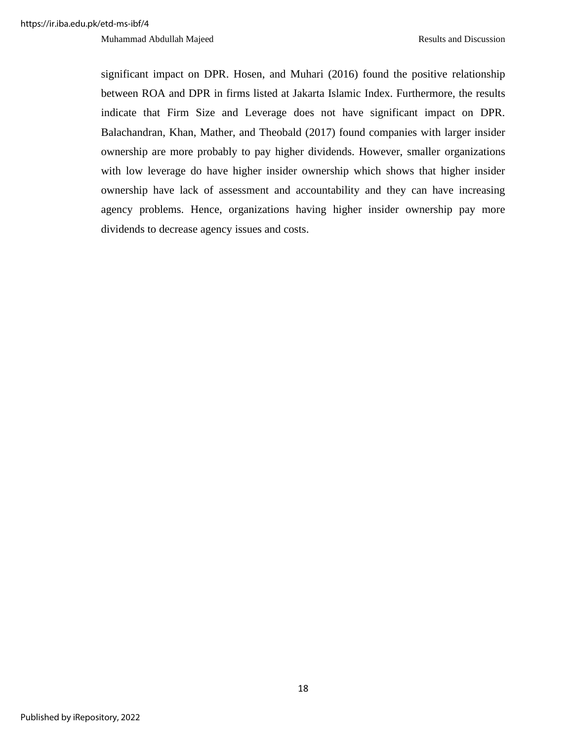significant impact on DPR. Hosen, and Muhari (2016) found the positive relationship between ROA and DPR in firms listed at Jakarta Islamic Index. Furthermore, the results indicate that Firm Size and Leverage does not have significant impact on DPR. Balachandran, Khan, Mather, and Theobald (2017) found companies with larger insider ownership are more probably to pay higher dividends. However, smaller organizations with low leverage do have higher insider ownership which shows that higher insider ownership have lack of assessment and accountability and they can have increasing agency problems. Hence, organizations having higher insider ownership pay more dividends to decrease agency issues and costs.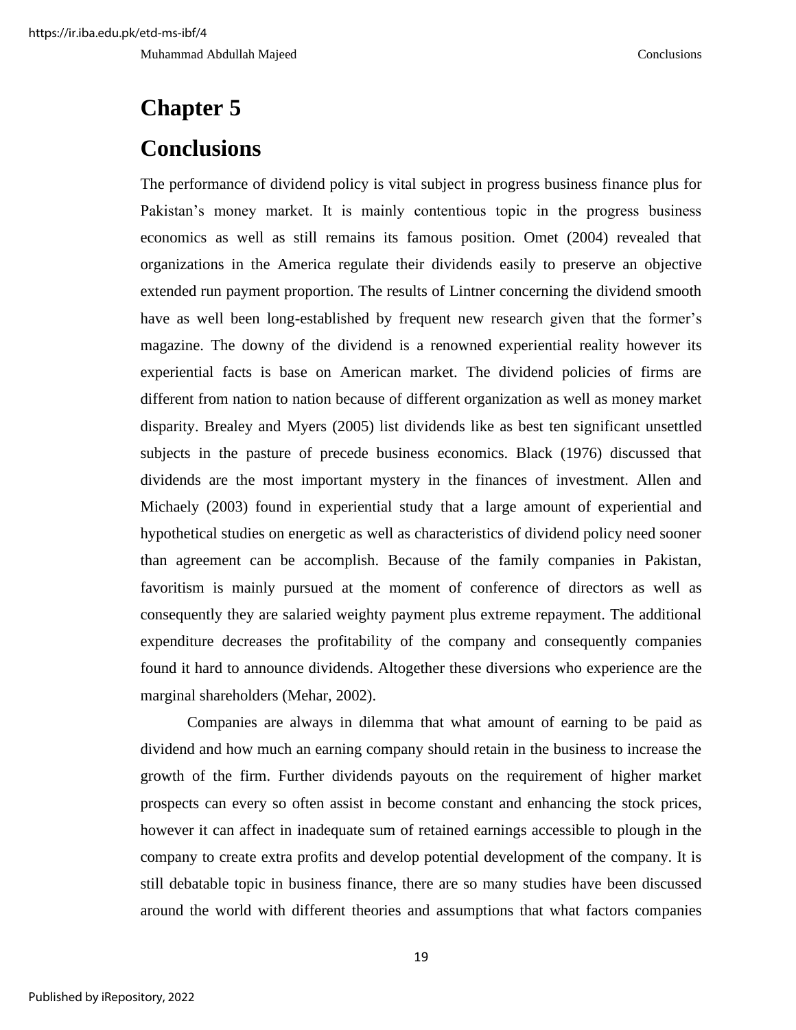# Chapter 5

# Conclusions

The performance of dividend policy is vital subject in progress business finance plus for Pakistan's money market. It is mainly contentious topic in the progress business economics as well as still remains its famous position. Omet (2004) revealed that organizations in the America regulate their dividends easily to preserve an objective extended run payment proportion. The results of Lintner concerning the dividend smooth have as well been long-established by frequent new research given that the former's magazine. The downy of the dividend is a renowned experiential reality however its experiential facts is base on American market. The dividend policies of firms are different from nation to nation because of different organization as well as money market disparity. Brealey and Myers (2005) list dividends like as best ten significant unsettled subjects in the pasture of precede business economics. Black (1976) discussed that dividends are the most important mystery in the finances of investment. Allen and Michaely (2003) found in experiential study that a large amount of experiential and hypothetical studies on energetic as well as characteristics of dividend policy need sooner than agreement can be accomplish. Because of the family companies in Pakistan, favoritism is mainly pursued at the moment of conference of directors as well as consequently they are salaried weighty payment plus extreme repayment. The additional expenditure decreases the profitability of the company and consequently companies found it hard to announce dividends. Altogether these diversions who experience are the marginal shareholders (Mehar, 2002).

Companies are always in dilemma that what amount of earning to be paid as dividend and how much an earning company should retain in the business to increase the growth of the firm. Further dividends payouts on the requirement of higher market prospects can every so often assist in become constant and enhancing the stock prices, however it can affect in inadequate sum of retained earnings accessible to plough in the company to create extra profits and develop potential development of the company. It is still debatable topic in business finance, there are so many studies have been discussed around the world with different theories and assumptions that what factors companies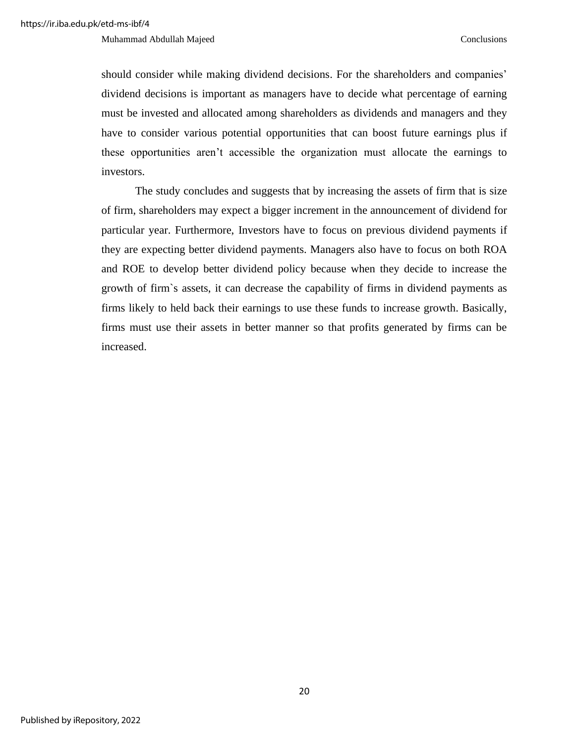should consider while making dividend decisions. For the shareholders and companies' dividend decisions is important as managers have to decide what percentage of earning must be invested and allocated among shareholders as dividends and managers and they have to consider various potential opportunities that can boost future earnings plus if these opportunities aren't accessible the organization must allocate the earnings to investors.

The study concludes and suggests that by increasing the assets of firm that is size of firm, shareholders may expect a bigger increment in the announcement of dividend for particular year. Furthermore, Investors have to focus on previous dividend payments if they are expecting better dividend payments. Managers also have to focus on both ROA and ROE to develop better dividend policy because when they decide to increase the growth of firm`s assets, it can decrease the capability of firms in dividend payments as firms likely to held back their earnings to use these funds to increase growth. Basically, firms must use their assets in better manner so that profits generated by firms can be increased.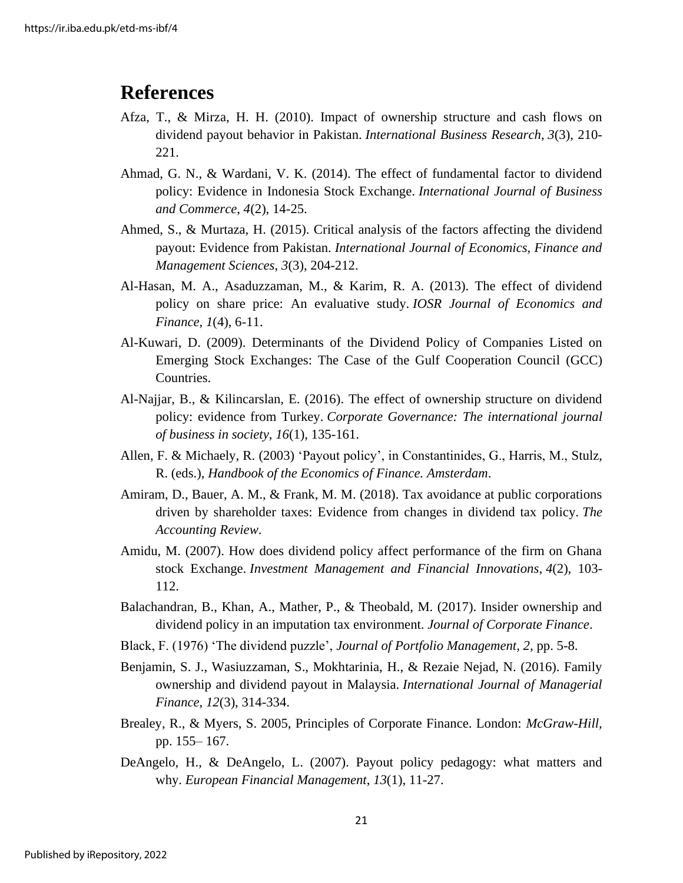# References

Afza, T., & Mirza, H. H. (2010). Impact of ownership structure and cash flows on dividend payout behavior in Pakistan. *International Business Research*, *3*(3), 210-221.

Ahmad, G. N., & Wardani, V. K. (2014). The effect of fundamental factor to dividend policy: Evidence in Indonesia Stock Exchange. *International Journal of Business and Commerce*, *4*(2), 14-25.

Ahmed, S., & Murtaza, H. (2015). Critical analysis of the factors affecting the dividend payout: Evidence from Pakistan. *International Journal of Economics, Finance and Management Sciences*, *3*(3), 204-212.

Al-Hasan, M. A., Asaduzzaman, M., & Karim, R. A. (2013). The effect of dividend policy on share price: An evaluative study. *IOSR Journal of Economics and Finance*, *1*(4), 6-11.

Al-Kuwari, D. (2009). Determinants of the Dividend Policy of Companies Listed on Emerging Stock Exchanges: The Case of the Gulf Cooperation Council (GCC) Countries.

Al-Najjar, B., & Kilincarslan, E. (2016). The effect of ownership structure on dividend policy: evidence from Turkey. *Corporate Governance: The international journal of business in society*, *16*(1), 135-161.

Allen, F. & Michaely, R. (2003) 'Payout policy', in Constantinides, G., Harris, M., Stulz, R. (eds.), *Handbook of the Economics of Finance. Amsterdam*.

Amiram, D., Bauer, A. M., & Frank, M. M. (2018). Tax avoidance at public corporations driven by shareholder taxes: Evidence from changes in dividend tax policy. *The Accounting Review*.

Amidu, M. (2007). How does dividend policy affect performance of the firm on Ghana stock Exchange. *Investment Management and Financial Innovations*, *4*(2), 103-112.

Balachandran, B., Khan, A., Mather, P., & Theobald, M. (2017). Insider ownership and dividend policy in an imputation tax environment. *Journal of Corporate Finance*.

Black, F. (1976) 'The dividend puzzle', *Journal of Portfolio Management*, *2*, pp. 5-8.

Benjamin, S. J., Wasiuzzaman, S., Mokhtarinia, H., & Rezaie Nejad, N. (2016). Family ownership and dividend payout in Malaysia. *International Journal of Managerial Finance*, *12*(3), 314-334.

Brealey, R., & Myers, S. 2005, Principles of Corporate Finance. London: *McGraw-Hill*, pp. 155– 167.

DeAngelo, H., & DeAngelo, L. (2007). Payout policy pedagogy: what matters and why. *European Financial Management*, *13*(1), 11-27.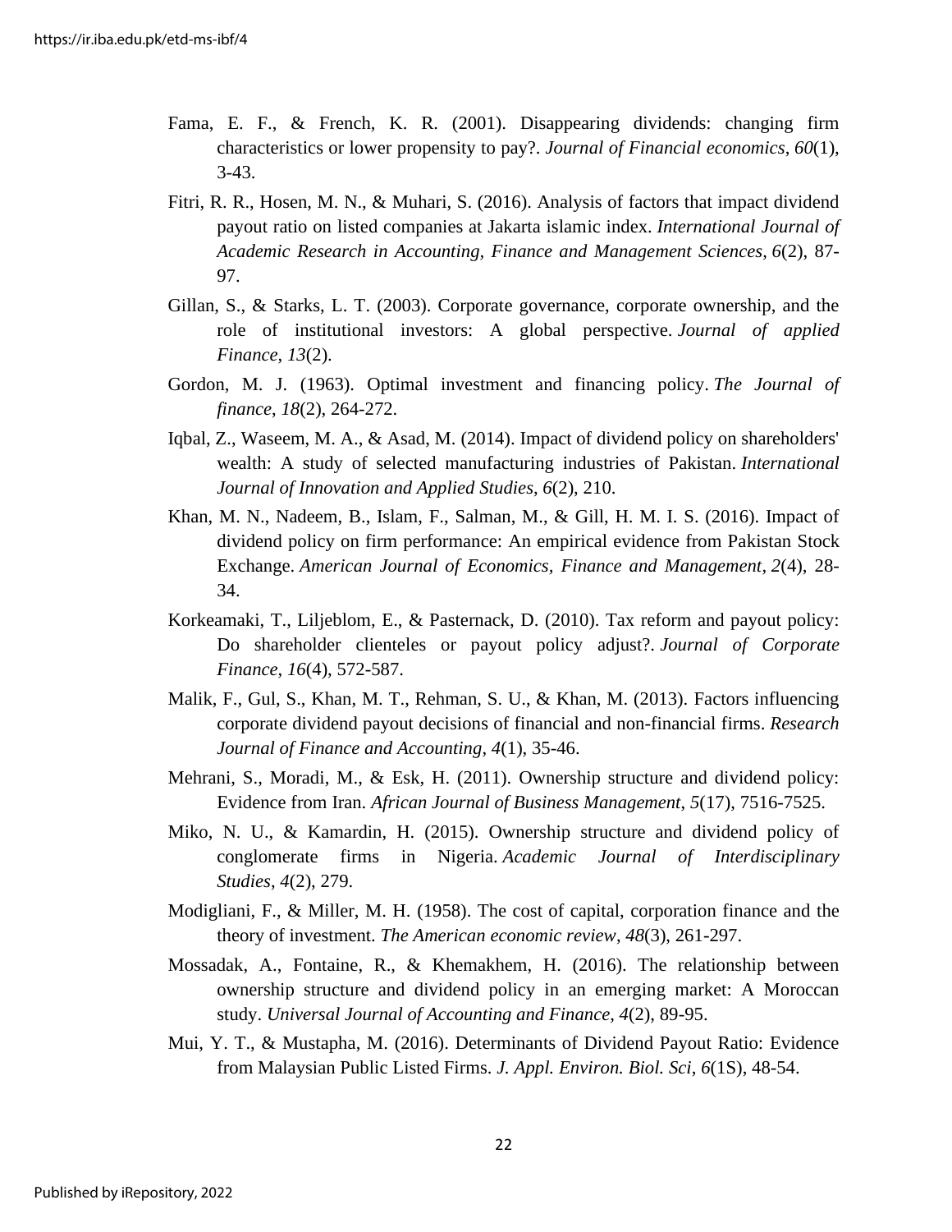Fama, E. F., & French, K. R. (2001). Disappearing dividends: changing firm characteristics or lower propensity to pay?. *Journal of Financial economics*, *60*(1), 3-43.

Fitri, R. R., Hosen, M. N., & Muhari, S. (2016). Analysis of factors that impact dividend payout ratio on listed companies at Jakarta islamic index. *International Journal of Academic Research in Accounting, Finance and Management Sciences*, *6*(2), 87-97.

Gillan, S., & Starks, L. T. (2003). Corporate governance, corporate ownership, and the role of institutional investors: A global perspective. *Journal of applied Finance*, *13*(2).

Gordon, M. J. (1963). Optimal investment and financing policy. *The Journal of finance*, *18*(2), 264-272.

Iqbal, Z., Waseem, M. A., & Asad, M. (2014). Impact of dividend policy on shareholders' wealth: A study of selected manufacturing industries of Pakistan. *International Journal of Innovation and Applied Studies*, *6*(2), 210.

Khan, M. N., Nadeem, B., Islam, F., Salman, M., & Gill, H. M. I. S. (2016). Impact of dividend policy on firm performance: An empirical evidence from Pakistan Stock Exchange. *American Journal of Economics, Finance and Management*, *2*(4), 28-34.

Korkeamaki, T., Liljeblom, E., & Pasternack, D. (2010). Tax reform and payout policy: Do shareholder clienteles or payout policy adjust?. *Journal of Corporate Finance*, *16*(4), 572-587.

Malik, F., Gul, S., Khan, M. T., Rehman, S. U., & Khan, M. (2013). Factors influencing corporate dividend payout decisions of financial and non-financial firms. *Research Journal of Finance and Accounting*, *4*(1), 35-46.

Mehrani, S., Moradi, M., & Esk, H. (2011). Ownership structure and dividend policy: Evidence from Iran. *African Journal of Business Management*, *5*(17), 7516-7525.

Miko, N. U., & Kamardin, H. (2015). Ownership structure and dividend policy of conglomerate firms in Nigeria. *Academic Journal of Interdisciplinary Studies*, *4*(2), 279.

Modigliani, F., & Miller, M. H. (1958). The cost of capital, corporation finance and the theory of investment. *The American economic review*, *48*(3), 261-297.

Mossadak, A., Fontaine, R., & Khemakhem, H. (2016). The relationship between ownership structure and dividend policy in an emerging market: A Moroccan study. *Universal Journal of Accounting and Finance*, *4*(2), 89-95.

Mui, Y. T., & Mustapha, M. (2016). Determinants of Dividend Payout Ratio: Evidence from Malaysian Public Listed Firms. *J. Appl. Environ. Biol. Sci*, *6*(1S), 48-54.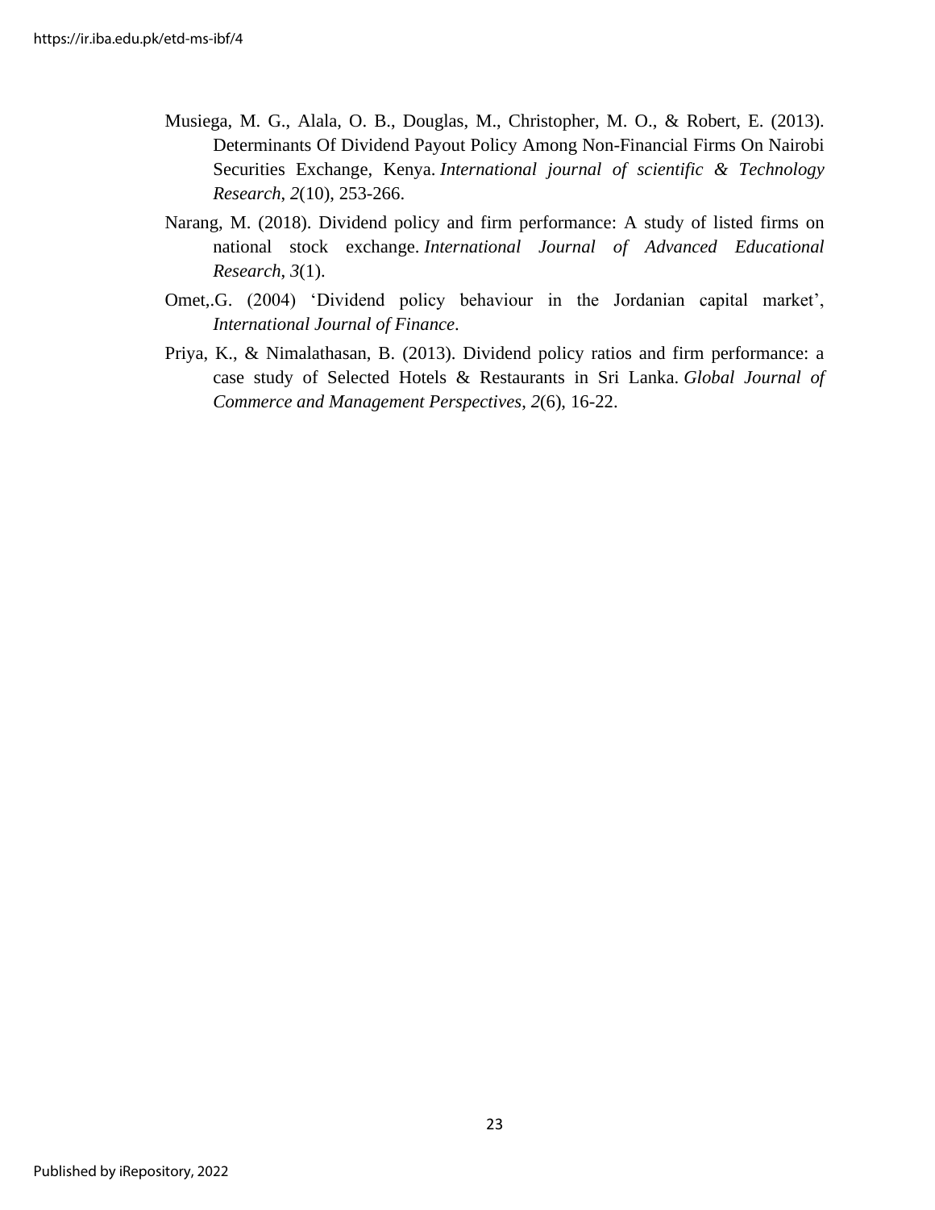Musiega, M. G., Alala, O. B., Douglas, M., Christopher, M. O., & Robert, E. (2013). Determinants Of Dividend Payout Policy Among Non-Financial Firms On Nairobi Securities Exchange, Kenya. *International journal of scientific & Technology Research*, *2*(10), 253-266.

Narang, M. (2018). Dividend policy and firm performance: A study of listed firms on national stock exchange. *International Journal of Advanced Educational Research*, *3*(1).

Omet,.G. (2004) 'Dividend policy behaviour in the Jordanian capital market', *International Journal of Finance*.

Priya, K., & Nimalathasan, B. (2013). Dividend policy ratios and firm performance: a case study of Selected Hotels & Restaurants in Sri Lanka. *Global Journal of Commerce and Management Perspectives*, *2*(6), 16-22.